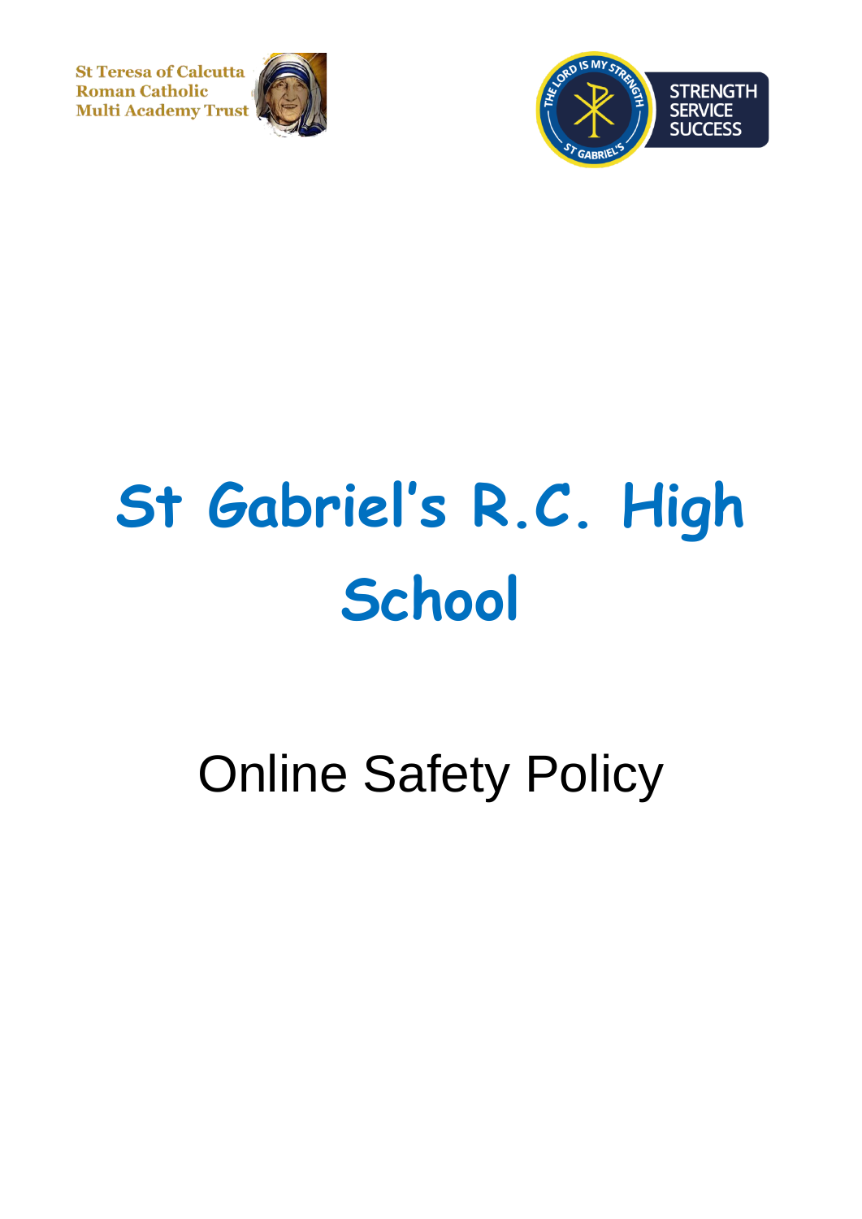St Teresa of Calcutta
Roman Catholic
Multi Academy Trust

THE LORD IS MY STRENGTH
ST GABRIEL'S

STRENGTH
SERVICE
SUCCESS

# St Gabriel's R.C. High School

## Online Safety Policy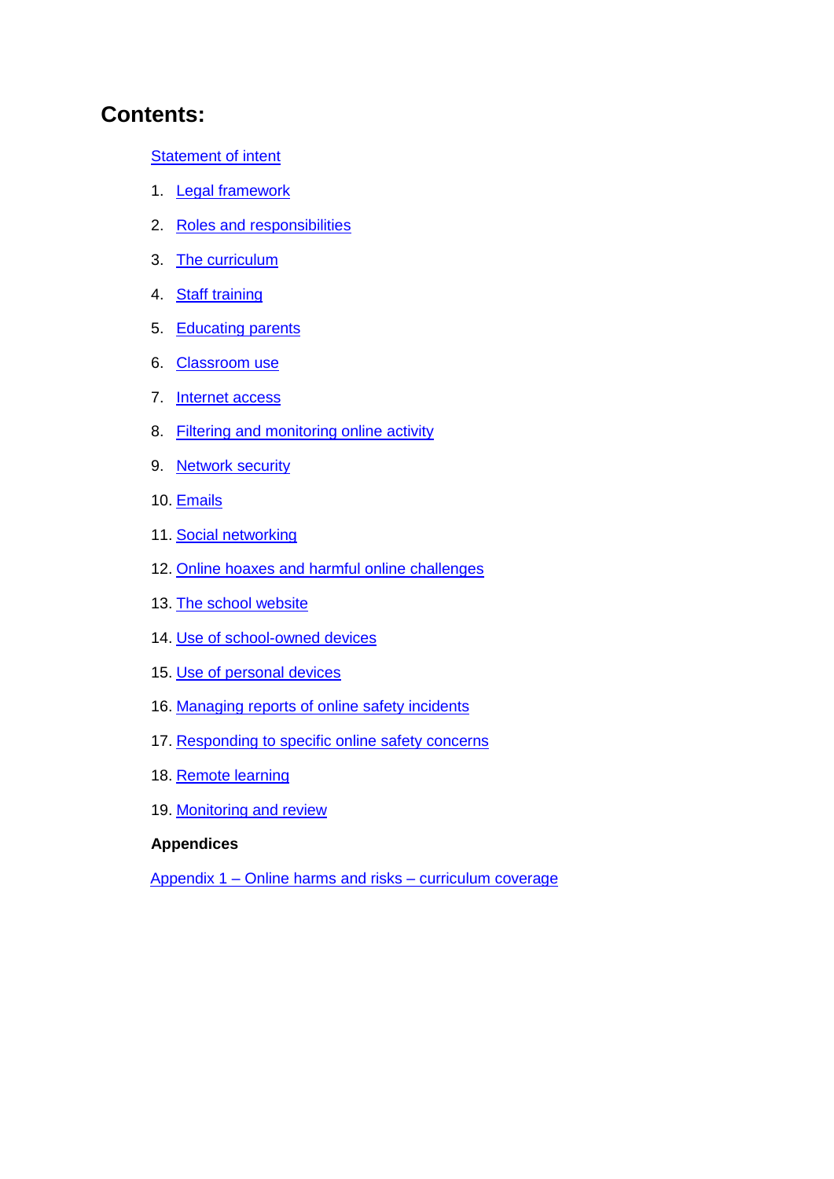# Contents:

Statement of intent

1. Legal framework
2. Roles and responsibilities
3. The curriculum
4. Staff training
5. Educating parents
6. Classroom use
7. Internet access
8. Filtering and monitoring online activity
9. Network security
10. Emails
11. Social networking
12. Online hoaxes and harmful online challenges
13. The school website
14. Use of school-owned devices
15. Use of personal devices
16. Managing reports of online safety incidents
17. Responding to specific online safety concerns
18. Remote learning
19. Monitoring and review

**Appendices**

Appendix 1 – Online harms and risks – curriculum coverage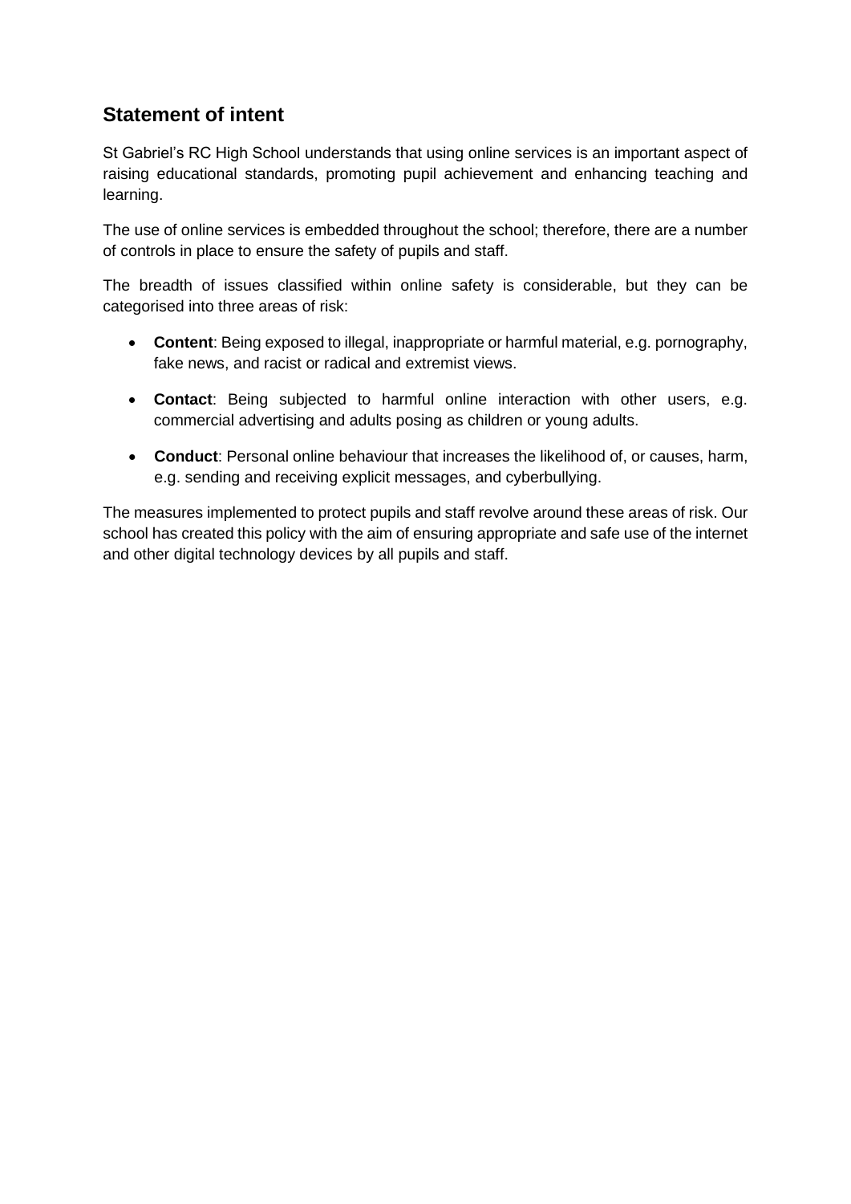## Statement of intent

St Gabriel's RC High School understands that using online services is an important aspect of raising educational standards, promoting pupil achievement and enhancing teaching and learning.

The use of online services is embedded throughout the school; therefore, there are a number of controls in place to ensure the safety of pupils and staff.

The breadth of issues classified within online safety is considerable, but they can be categorised into three areas of risk:

- **Content**: Being exposed to illegal, inappropriate or harmful material, e.g. pornography, fake news, and racist or radical and extremist views.
- **Contact**: Being subjected to harmful online interaction with other users, e.g. commercial advertising and adults posing as children or young adults.
- **Conduct**: Personal online behaviour that increases the likelihood of, or causes, harm, e.g. sending and receiving explicit messages, and cyberbullying.

The measures implemented to protect pupils and staff revolve around these areas of risk. Our school has created this policy with the aim of ensuring appropriate and safe use of the internet and other digital technology devices by all pupils and staff.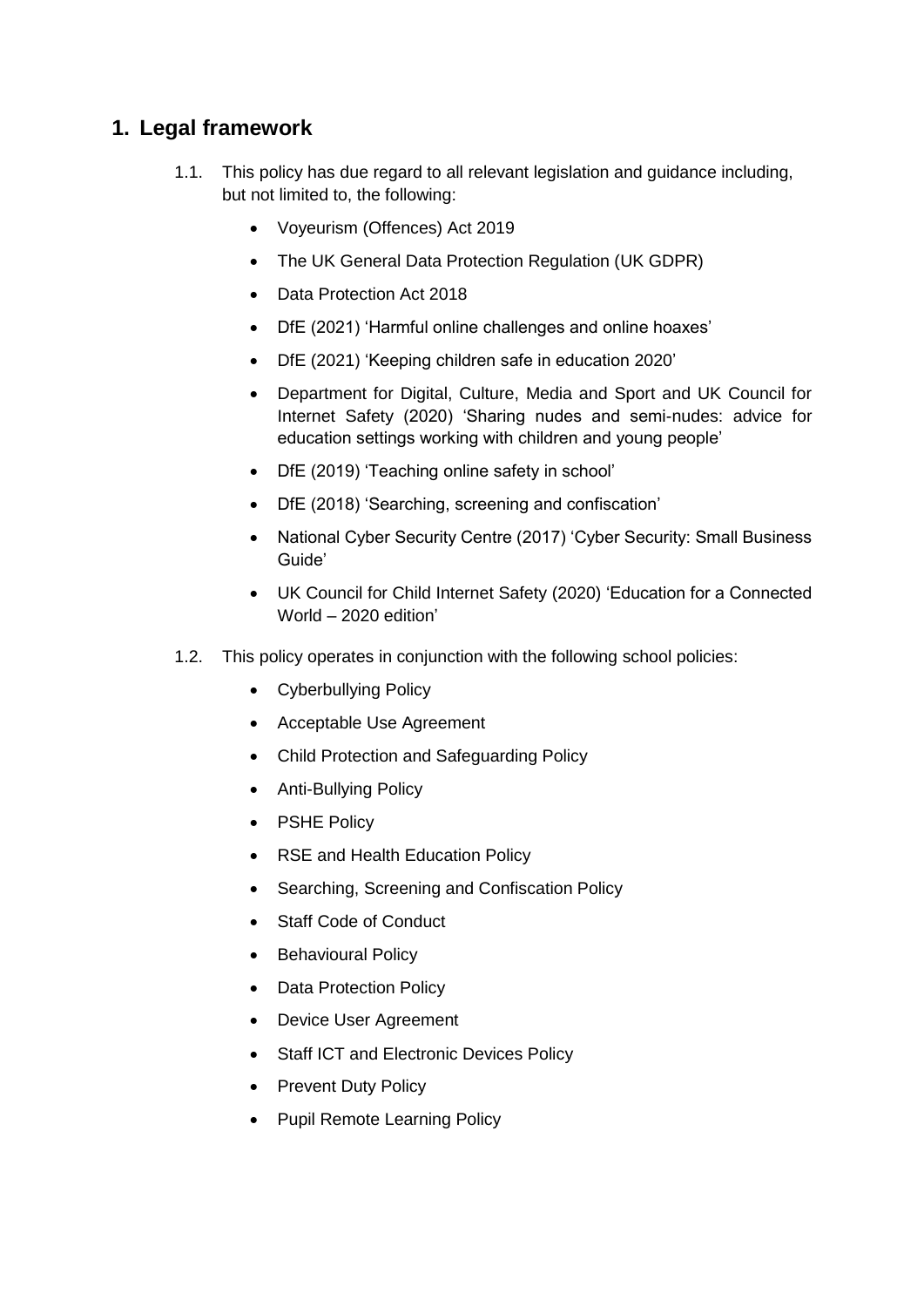## 1. Legal framework

1.1. This policy has due regard to all relevant legislation and guidance including, but not limited to, the following:

- Voyeurism (Offences) Act 2019
- The UK General Data Protection Regulation (UK GDPR)
- Data Protection Act 2018
- DfE (2021) 'Harmful online challenges and online hoaxes'
- DfE (2021) 'Keeping children safe in education 2020'
- Department for Digital, Culture, Media and Sport and UK Council for Internet Safety (2020) 'Sharing nudes and semi-nudes: advice for education settings working with children and young people'
- DfE (2019) 'Teaching online safety in school'
- DfE (2018) 'Searching, screening and confiscation'
- National Cyber Security Centre (2017) 'Cyber Security: Small Business Guide'
- UK Council for Child Internet Safety (2020) 'Education for a Connected World – 2020 edition'

1.2. This policy operates in conjunction with the following school policies:

- Cyberbullying Policy
- Acceptable Use Agreement
- Child Protection and Safeguarding Policy
- Anti-Bullying Policy
- PSHE Policy
- RSE and Health Education Policy
- Searching, Screening and Confiscation Policy
- Staff Code of Conduct
- Behavioural Policy
- Data Protection Policy
- Device User Agreement
- Staff ICT and Electronic Devices Policy
- Prevent Duty Policy
- Pupil Remote Learning Policy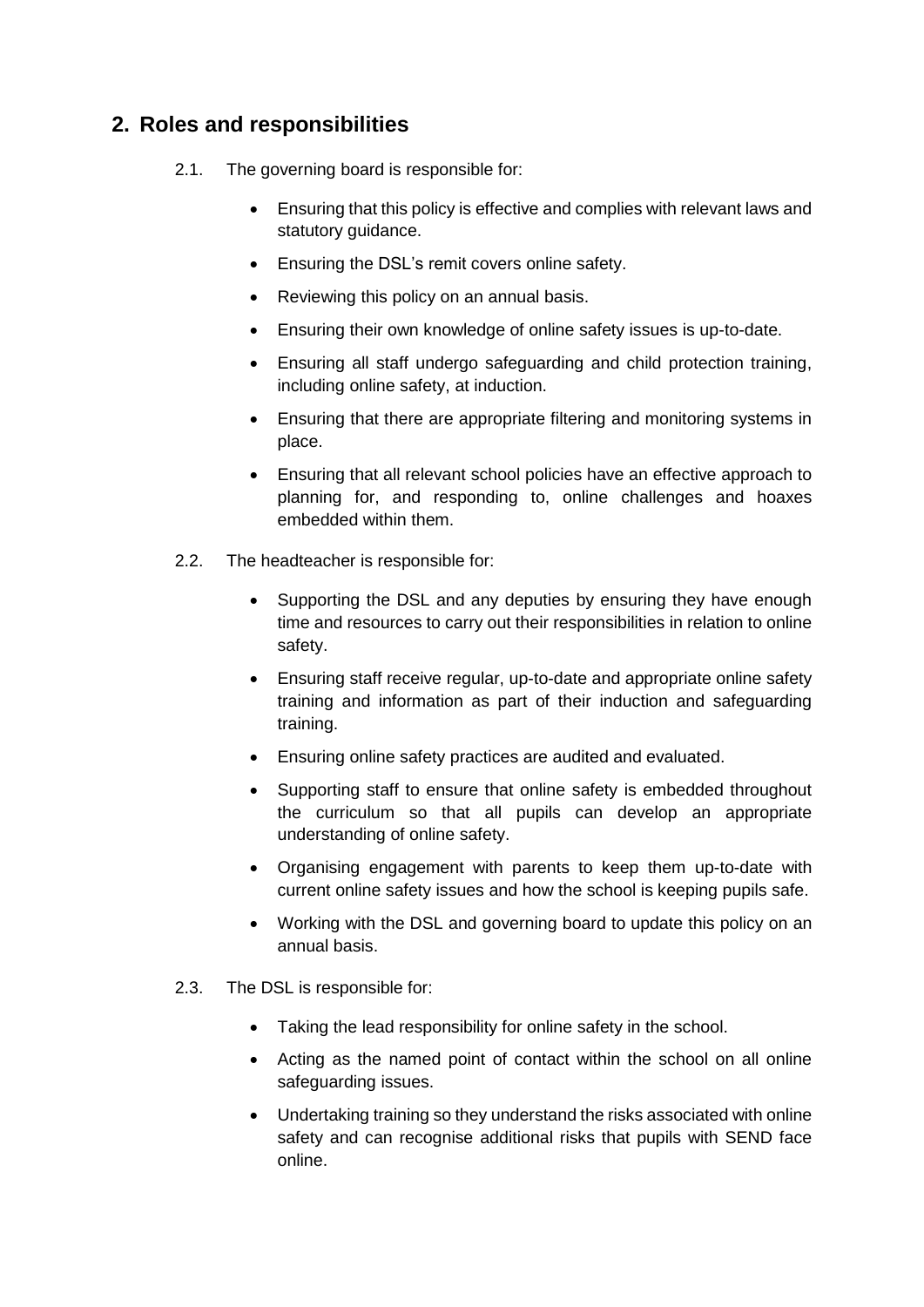## 2. Roles and responsibilities

2.1. The governing board is responsible for:

- Ensuring that this policy is effective and complies with relevant laws and statutory guidance.
- Ensuring the DSL's remit covers online safety.
- Reviewing this policy on an annual basis.
- Ensuring their own knowledge of online safety issues is up-to-date.
- Ensuring all staff undergo safeguarding and child protection training, including online safety, at induction.
- Ensuring that there are appropriate filtering and monitoring systems in place.
- Ensuring that all relevant school policies have an effective approach to planning for, and responding to, online challenges and hoaxes embedded within them.

2.2. The headteacher is responsible for:

- Supporting the DSL and any deputies by ensuring they have enough time and resources to carry out their responsibilities in relation to online safety.
- Ensuring staff receive regular, up-to-date and appropriate online safety training and information as part of their induction and safeguarding training.
- Ensuring online safety practices are audited and evaluated.
- Supporting staff to ensure that online safety is embedded throughout the curriculum so that all pupils can develop an appropriate understanding of online safety.
- Organising engagement with parents to keep them up-to-date with current online safety issues and how the school is keeping pupils safe.
- Working with the DSL and governing board to update this policy on an annual basis.

2.3. The DSL is responsible for:

- Taking the lead responsibility for online safety in the school.
- Acting as the named point of contact within the school on all online safeguarding issues.
- Undertaking training so they understand the risks associated with online safety and can recognise additional risks that pupils with SEND face online.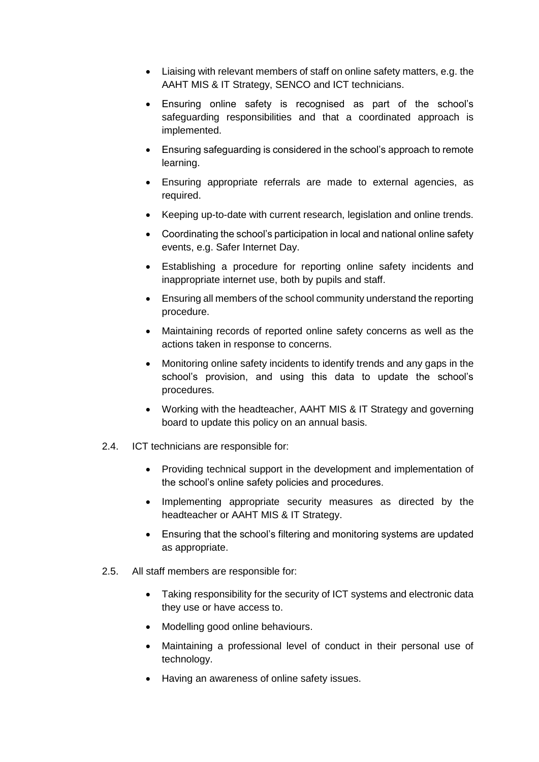- Liaising with relevant members of staff on online safety matters, e.g. the AAHT MIS & IT Strategy, SENCO and ICT technicians.
- Ensuring online safety is recognised as part of the school's safeguarding responsibilities and that a coordinated approach is implemented.
- Ensuring safeguarding is considered in the school's approach to remote learning.
- Ensuring appropriate referrals are made to external agencies, as required.
- Keeping up-to-date with current research, legislation and online trends.
- Coordinating the school's participation in local and national online safety events, e.g. Safer Internet Day.
- Establishing a procedure for reporting online safety incidents and inappropriate internet use, both by pupils and staff.
- Ensuring all members of the school community understand the reporting procedure.
- Maintaining records of reported online safety concerns as well as the actions taken in response to concerns.
- Monitoring online safety incidents to identify trends and any gaps in the school's provision, and using this data to update the school's procedures.
- Working with the headteacher, AAHT MIS & IT Strategy and governing board to update this policy on an annual basis.

2.4. ICT technicians are responsible for:

- Providing technical support in the development and implementation of the school's online safety policies and procedures.
- Implementing appropriate security measures as directed by the headteacher or AAHT MIS & IT Strategy.
- Ensuring that the school's filtering and monitoring systems are updated as appropriate.

2.5. All staff members are responsible for:

- Taking responsibility for the security of ICT systems and electronic data they use or have access to.
- Modelling good online behaviours.
- Maintaining a professional level of conduct in their personal use of technology.
- Having an awareness of online safety issues.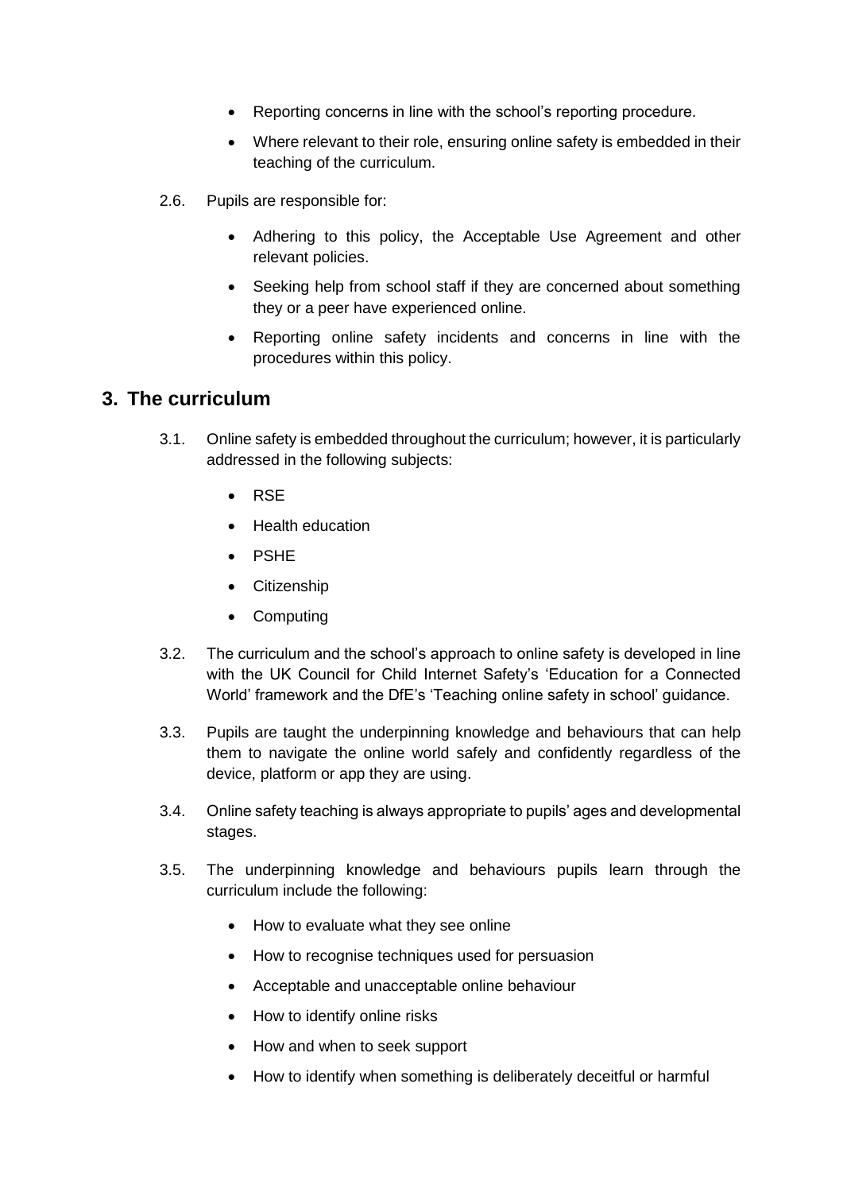- Reporting concerns in line with the school's reporting procedure.
- Where relevant to their role, ensuring online safety is embedded in their teaching of the curriculum.

2.6. Pupils are responsible for:

- Adhering to this policy, the Acceptable Use Agreement and other relevant policies.
- Seeking help from school staff if they are concerned about something they or a peer have experienced online.
- Reporting online safety incidents and concerns in line with the procedures within this policy.

## 3. The curriculum

3.1. Online safety is embedded throughout the curriculum; however, it is particularly addressed in the following subjects:

- RSE
- Health education
- PSHE
- Citizenship
- Computing

3.2. The curriculum and the school's approach to online safety is developed in line with the UK Council for Child Internet Safety's 'Education for a Connected World' framework and the DfE's 'Teaching online safety in school' guidance.

3.3. Pupils are taught the underpinning knowledge and behaviours that can help them to navigate the online world safely and confidently regardless of the device, platform or app they are using.

3.4. Online safety teaching is always appropriate to pupils' ages and developmental stages.

3.5. The underpinning knowledge and behaviours pupils learn through the curriculum include the following:

- How to evaluate what they see online
- How to recognise techniques used for persuasion
- Acceptable and unacceptable online behaviour
- How to identify online risks
- How and when to seek support
- How to identify when something is deliberately deceitful or harmful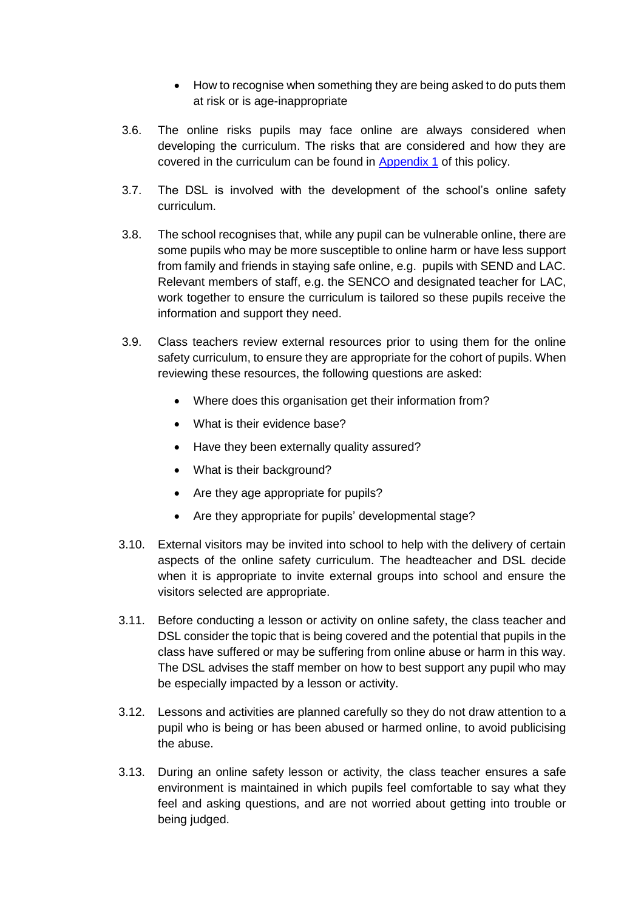- How to recognise when something they are being asked to do puts them at risk or is age-inappropriate

3.6. The online risks pupils may face online are always considered when developing the curriculum. The risks that are considered and how they are covered in the curriculum can be found in [Appendix 1](#) of this policy.

3.7. The DSL is involved with the development of the school's online safety curriculum.

3.8. The school recognises that, while any pupil can be vulnerable online, there are some pupils who may be more susceptible to online harm or have less support from family and friends in staying safe online, e.g. pupils with SEND and LAC. Relevant members of staff, e.g. the SENCO and designated teacher for LAC, work together to ensure the curriculum is tailored so these pupils receive the information and support they need.

3.9. Class teachers review external resources prior to using them for the online safety curriculum, to ensure they are appropriate for the cohort of pupils. When reviewing these resources, the following questions are asked:

- Where does this organisation get their information from?
- What is their evidence base?
- Have they been externally quality assured?
- What is their background?
- Are they age appropriate for pupils?
- Are they appropriate for pupils' developmental stage?

3.10. External visitors may be invited into school to help with the delivery of certain aspects of the online safety curriculum. The headteacher and DSL decide when it is appropriate to invite external groups into school and ensure the visitors selected are appropriate.

3.11. Before conducting a lesson or activity on online safety, the class teacher and DSL consider the topic that is being covered and the potential that pupils in the class have suffered or may be suffering from online abuse or harm in this way. The DSL advises the staff member on how to best support any pupil who may be especially impacted by a lesson or activity.

3.12. Lessons and activities are planned carefully so they do not draw attention to a pupil who is being or has been abused or harmed online, to avoid publicising the abuse.

3.13. During an online safety lesson or activity, the class teacher ensures a safe environment is maintained in which pupils feel comfortable to say what they feel and asking questions, and are not worried about getting into trouble or being judged.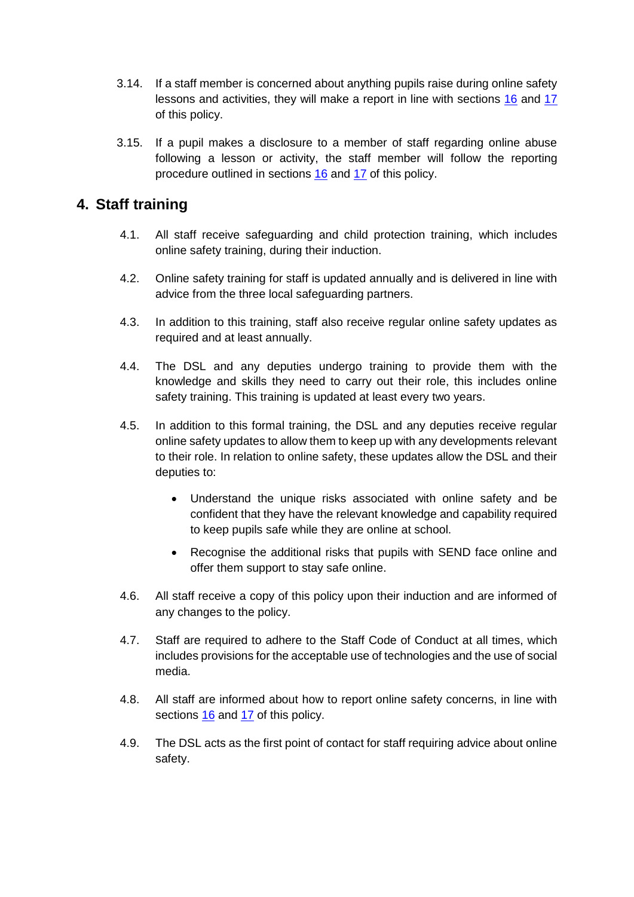3.14. If a staff member is concerned about anything pupils raise during online safety lessons and activities, they will make a report in line with sections 16 and 17 of this policy.

3.15. If a pupil makes a disclosure to a member of staff regarding online abuse following a lesson or activity, the staff member will follow the reporting procedure outlined in sections 16 and 17 of this policy.

## 4. Staff training

4.1. All staff receive safeguarding and child protection training, which includes online safety training, during their induction.

4.2. Online safety training for staff is updated annually and is delivered in line with advice from the three local safeguarding partners.

4.3. In addition to this training, staff also receive regular online safety updates as required and at least annually.

4.4. The DSL and any deputies undergo training to provide them with the knowledge and skills they need to carry out their role, this includes online safety training. This training is updated at least every two years.

4.5. In addition to this formal training, the DSL and any deputies receive regular online safety updates to allow them to keep up with any developments relevant to their role. In relation to online safety, these updates allow the DSL and their deputies to:

- Understand the unique risks associated with online safety and be confident that they have the relevant knowledge and capability required to keep pupils safe while they are online at school.
- Recognise the additional risks that pupils with SEND face online and offer them support to stay safe online.

4.6. All staff receive a copy of this policy upon their induction and are informed of any changes to the policy.

4.7. Staff are required to adhere to the Staff Code of Conduct at all times, which includes provisions for the acceptable use of technologies and the use of social media.

4.8. All staff are informed about how to report online safety concerns, in line with sections 16 and 17 of this policy.

4.9. The DSL acts as the first point of contact for staff requiring advice about online safety.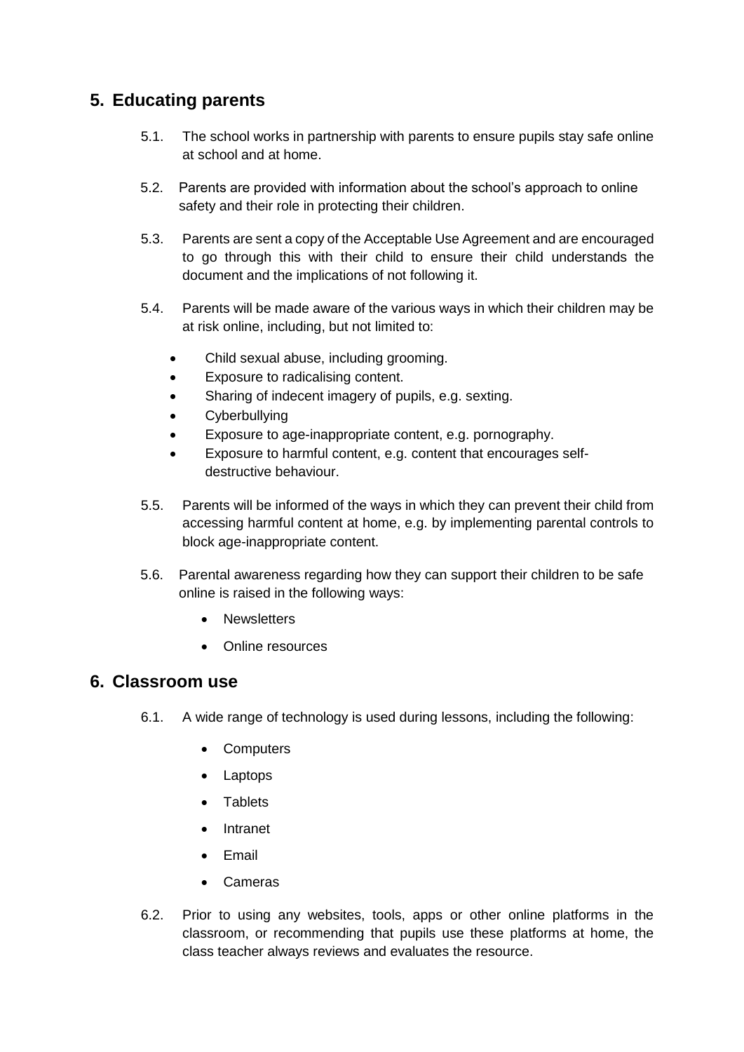## 5. Educating parents

5.1. The school works in partnership with parents to ensure pupils stay safe online at school and at home.

5.2. Parents are provided with information about the school's approach to online safety and their role in protecting their children.

5.3. Parents are sent a copy of the Acceptable Use Agreement and are encouraged to go through this with their child to ensure their child understands the document and the implications of not following it.

5.4. Parents will be made aware of the various ways in which their children may be at risk online, including, but not limited to:

- Child sexual abuse, including grooming.
- Exposure to radicalising content.
- Sharing of indecent imagery of pupils, e.g. sexting.
- Cyberbullying
- Exposure to age-inappropriate content, e.g. pornography.
- Exposure to harmful content, e.g. content that encourages self-destructive behaviour.

5.5. Parents will be informed of the ways in which they can prevent their child from accessing harmful content at home, e.g. by implementing parental controls to block age-inappropriate content.

5.6. Parental awareness regarding how they can support their children to be safe online is raised in the following ways:

- Newsletters
- Online resources

## 6. Classroom use

6.1. A wide range of technology is used during lessons, including the following:

- Computers
- Laptops
- Tablets
- Intranet
- Email
- Cameras

6.2. Prior to using any websites, tools, apps or other online platforms in the classroom, or recommending that pupils use these platforms at home, the class teacher always reviews and evaluates the resource.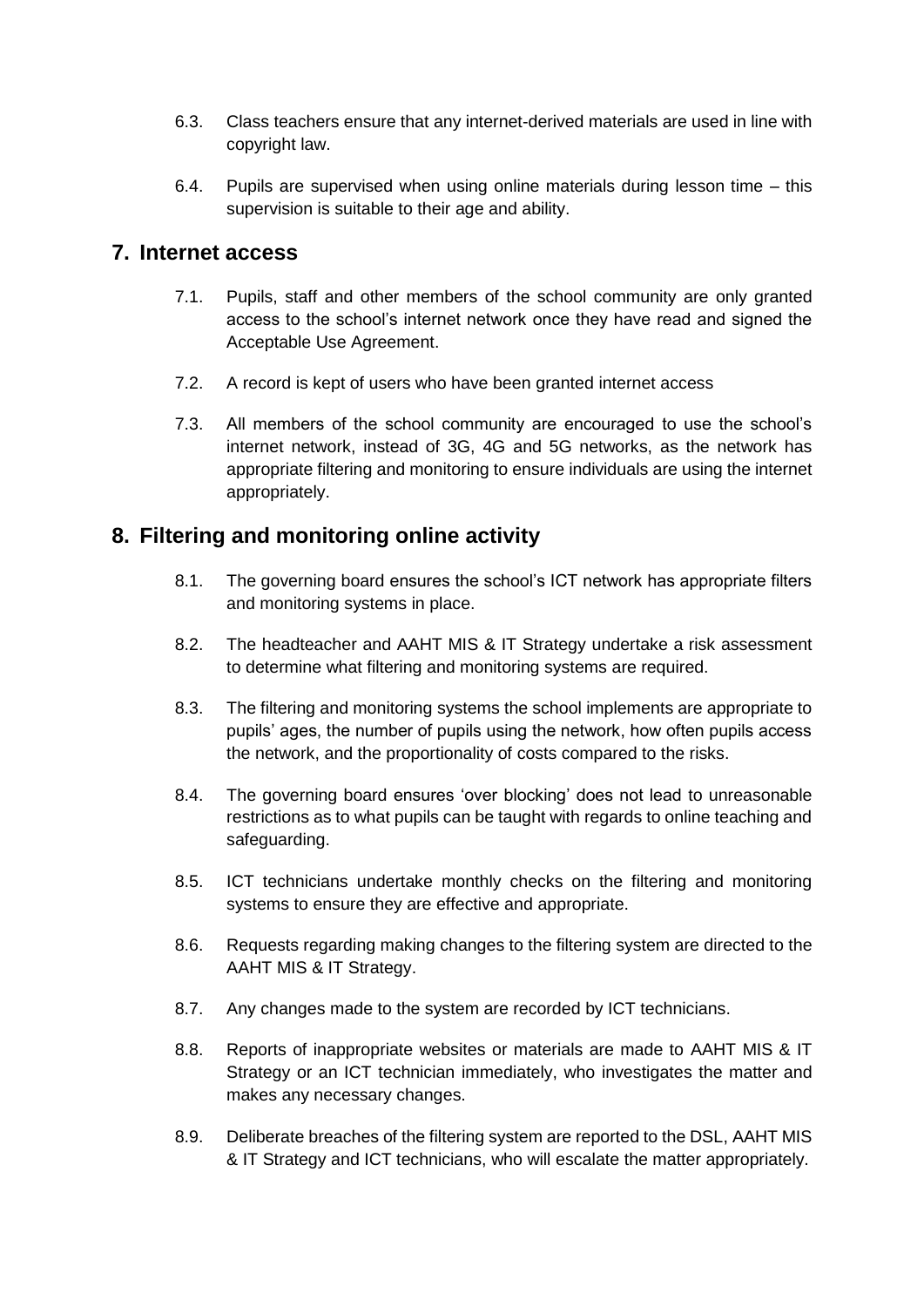6.3. Class teachers ensure that any internet-derived materials are used in line with copyright law.

6.4. Pupils are supervised when using online materials during lesson time – this supervision is suitable to their age and ability.

## 7. Internet access

7.1. Pupils, staff and other members of the school community are only granted access to the school's internet network once they have read and signed the Acceptable Use Agreement.

7.2. A record is kept of users who have been granted internet access

7.3. All members of the school community are encouraged to use the school's internet network, instead of 3G, 4G and 5G networks, as the network has appropriate filtering and monitoring to ensure individuals are using the internet appropriately.

## 8. Filtering and monitoring online activity

8.1. The governing board ensures the school's ICT network has appropriate filters and monitoring systems in place.

8.2. The headteacher and AAHT MIS & IT Strategy undertake a risk assessment to determine what filtering and monitoring systems are required.

8.3. The filtering and monitoring systems the school implements are appropriate to pupils' ages, the number of pupils using the network, how often pupils access the network, and the proportionality of costs compared to the risks.

8.4. The governing board ensures 'over blocking' does not lead to unreasonable restrictions as to what pupils can be taught with regards to online teaching and safeguarding.

8.5. ICT technicians undertake monthly checks on the filtering and monitoring systems to ensure they are effective and appropriate.

8.6. Requests regarding making changes to the filtering system are directed to the AAHT MIS & IT Strategy.

8.7. Any changes made to the system are recorded by ICT technicians.

8.8. Reports of inappropriate websites or materials are made to AAHT MIS & IT Strategy or an ICT technician immediately, who investigates the matter and makes any necessary changes.

8.9. Deliberate breaches of the filtering system are reported to the DSL, AAHT MIS & IT Strategy and ICT technicians, who will escalate the matter appropriately.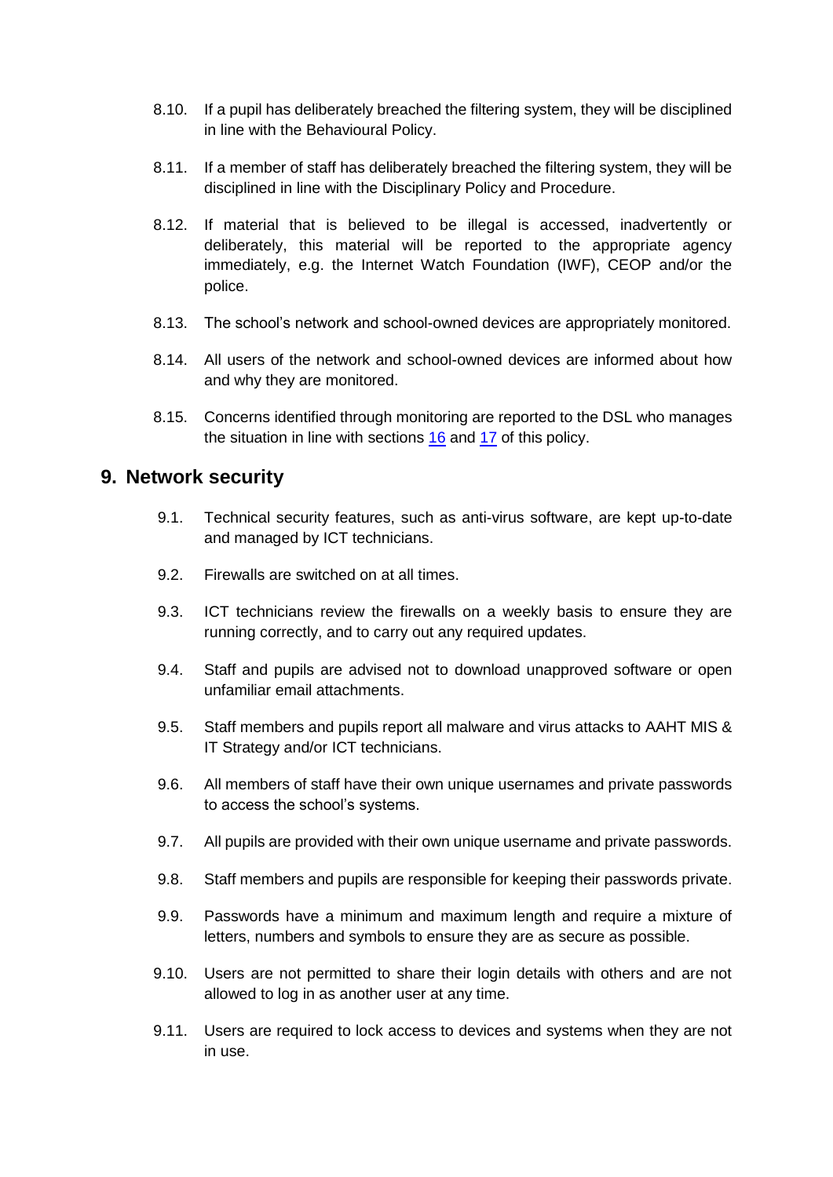8.10. If a pupil has deliberately breached the filtering system, they will be disciplined in line with the Behavioural Policy.

8.11. If a member of staff has deliberately breached the filtering system, they will be disciplined in line with the Disciplinary Policy and Procedure.

8.12. If material that is believed to be illegal is accessed, inadvertently or deliberately, this material will be reported to the appropriate agency immediately, e.g. the Internet Watch Foundation (IWF), CEOP and/or the police.

8.13. The school's network and school-owned devices are appropriately monitored.

8.14. All users of the network and school-owned devices are informed about how and why they are monitored.

8.15. Concerns identified through monitoring are reported to the DSL who manages the situation in line with sections 16 and 17 of this policy.

## 9. Network security

9.1. Technical security features, such as anti-virus software, are kept up-to-date and managed by ICT technicians.

9.2. Firewalls are switched on at all times.

9.3. ICT technicians review the firewalls on a weekly basis to ensure they are running correctly, and to carry out any required updates.

9.4. Staff and pupils are advised not to download unapproved software or open unfamiliar email attachments.

9.5. Staff members and pupils report all malware and virus attacks to AAHT MIS & IT Strategy and/or ICT technicians.

9.6. All members of staff have their own unique usernames and private passwords to access the school's systems.

9.7. All pupils are provided with their own unique username and private passwords.

9.8. Staff members and pupils are responsible for keeping their passwords private.

9.9. Passwords have a minimum and maximum length and require a mixture of letters, numbers and symbols to ensure they are as secure as possible.

9.10. Users are not permitted to share their login details with others and are not allowed to log in as another user at any time.

9.11. Users are required to lock access to devices and systems when they are not in use.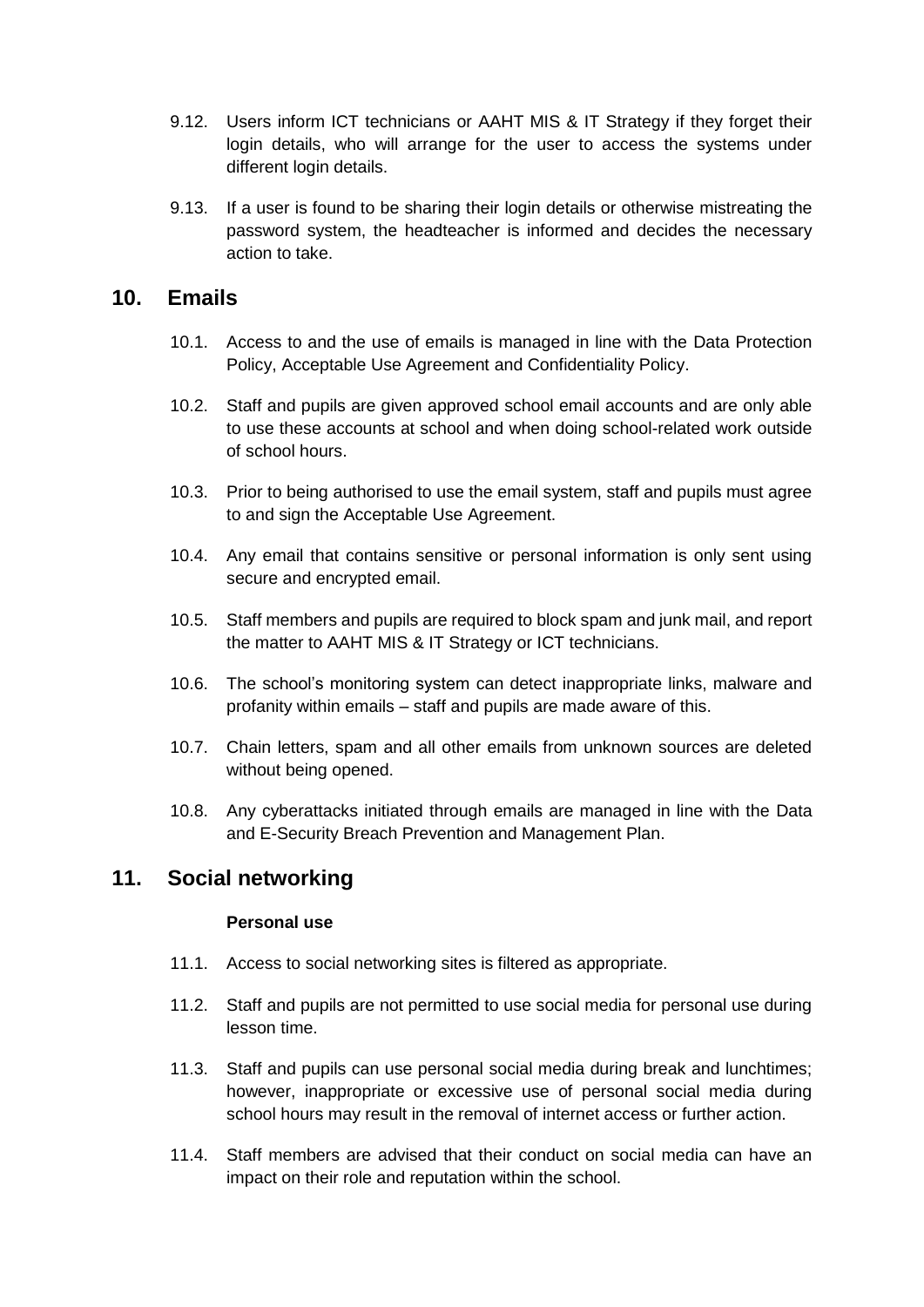9.12. Users inform ICT technicians or AAHT MIS & IT Strategy if they forget their login details, who will arrange for the user to access the systems under different login details.

9.13. If a user is found to be sharing their login details or otherwise mistreating the password system, the headteacher is informed and decides the necessary action to take.

## 10. Emails

10.1. Access to and the use of emails is managed in line with the Data Protection Policy, Acceptable Use Agreement and Confidentiality Policy.

10.2. Staff and pupils are given approved school email accounts and are only able to use these accounts at school and when doing school-related work outside of school hours.

10.3. Prior to being authorised to use the email system, staff and pupils must agree to and sign the Acceptable Use Agreement.

10.4. Any email that contains sensitive or personal information is only sent using secure and encrypted email.

10.5. Staff members and pupils are required to block spam and junk mail, and report the matter to AAHT MIS & IT Strategy or ICT technicians.

10.6. The school's monitoring system can detect inappropriate links, malware and profanity within emails – staff and pupils are made aware of this.

10.7. Chain letters, spam and all other emails from unknown sources are deleted without being opened.

10.8. Any cyberattacks initiated through emails are managed in line with the Data and E-Security Breach Prevention and Management Plan.

## 11. Social networking

**Personal use**

11.1. Access to social networking sites is filtered as appropriate.

11.2. Staff and pupils are not permitted to use social media for personal use during lesson time.

11.3. Staff and pupils can use personal social media during break and lunchtimes; however, inappropriate or excessive use of personal social media during school hours may result in the removal of internet access or further action.

11.4. Staff members are advised that their conduct on social media can have an impact on their role and reputation within the school.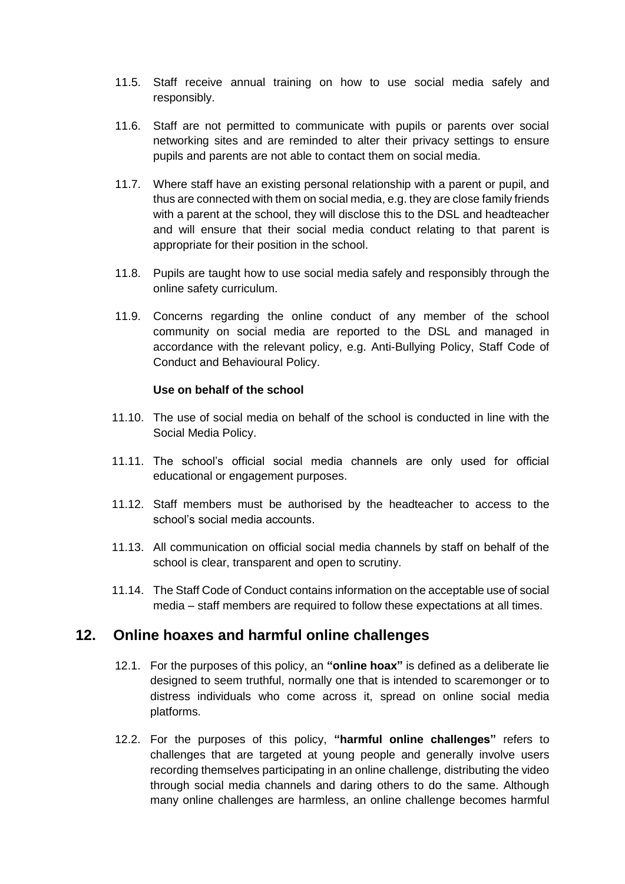11.5. Staff receive annual training on how to use social media safely and responsibly.

11.6. Staff are not permitted to communicate with pupils or parents over social networking sites and are reminded to alter their privacy settings to ensure pupils and parents are not able to contact them on social media.

11.7. Where staff have an existing personal relationship with a parent or pupil, and thus are connected with them on social media, e.g. they are close family friends with a parent at the school, they will disclose this to the DSL and headteacher and will ensure that their social media conduct relating to that parent is appropriate for their position in the school.

11.8. Pupils are taught how to use social media safely and responsibly through the online safety curriculum.

11.9. Concerns regarding the online conduct of any member of the school community on social media are reported to the DSL and managed in accordance with the relevant policy, e.g. Anti-Bullying Policy, Staff Code of Conduct and Behavioural Policy.

**Use on behalf of the school**

11.10. The use of social media on behalf of the school is conducted in line with the Social Media Policy.

11.11. The school's official social media channels are only used for official educational or engagement purposes.

11.12. Staff members must be authorised by the headteacher to access to the school's social media accounts.

11.13. All communication on official social media channels by staff on behalf of the school is clear, transparent and open to scrutiny.

11.14. The Staff Code of Conduct contains information on the acceptable use of social media – staff members are required to follow these expectations at all times.

## 12. Online hoaxes and harmful online challenges

12.1. For the purposes of this policy, an **"online hoax"** is defined as a deliberate lie designed to seem truthful, normally one that is intended to scaremonger or to distress individuals who come across it, spread on online social media platforms.

12.2. For the purposes of this policy, **"harmful online challenges"** refers to challenges that are targeted at young people and generally involve users recording themselves participating in an online challenge, distributing the video through social media channels and daring others to do the same. Although many online challenges are harmless, an online challenge becomes harmful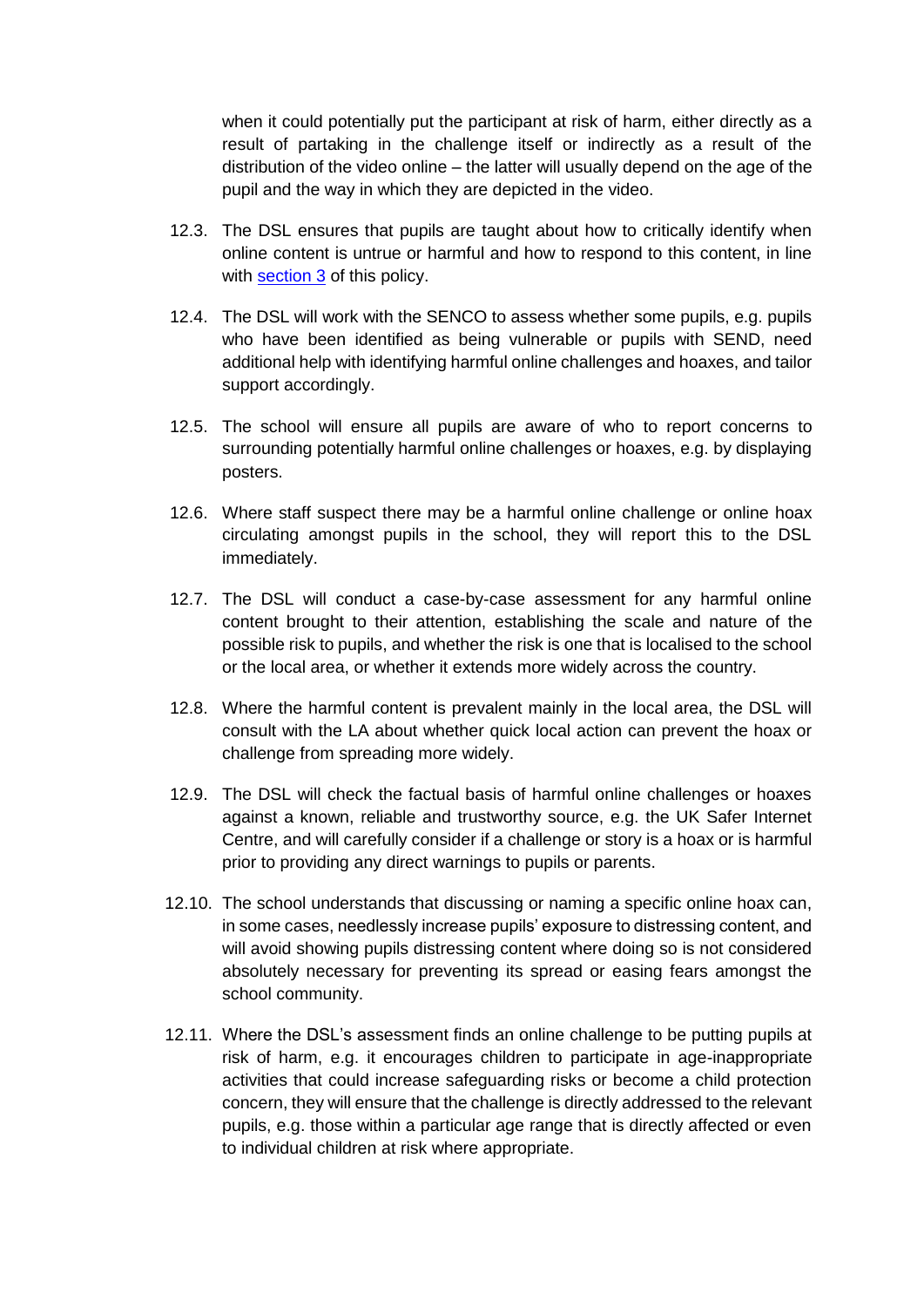when it could potentially put the participant at risk of harm, either directly as a result of partaking in the challenge itself or indirectly as a result of the distribution of the video online – the latter will usually depend on the age of the pupil and the way in which they are depicted in the video.

12.3. The DSL ensures that pupils are taught about how to critically identify when online content is untrue or harmful and how to respond to this content, in line with [section 3](#) of this policy.

12.4. The DSL will work with the SENCO to assess whether some pupils, e.g. pupils who have been identified as being vulnerable or pupils with SEND, need additional help with identifying harmful online challenges and hoaxes, and tailor support accordingly.

12.5. The school will ensure all pupils are aware of who to report concerns to surrounding potentially harmful online challenges or hoaxes, e.g. by displaying posters.

12.6. Where staff suspect there may be a harmful online challenge or online hoax circulating amongst pupils in the school, they will report this to the DSL immediately.

12.7. The DSL will conduct a case-by-case assessment for any harmful online content brought to their attention, establishing the scale and nature of the possible risk to pupils, and whether the risk is one that is localised to the school or the local area, or whether it extends more widely across the country.

12.8. Where the harmful content is prevalent mainly in the local area, the DSL will consult with the LA about whether quick local action can prevent the hoax or challenge from spreading more widely.

12.9. The DSL will check the factual basis of harmful online challenges or hoaxes against a known, reliable and trustworthy source, e.g. the UK Safer Internet Centre, and will carefully consider if a challenge or story is a hoax or is harmful prior to providing any direct warnings to pupils or parents.

12.10. The school understands that discussing or naming a specific online hoax can, in some cases, needlessly increase pupils' exposure to distressing content, and will avoid showing pupils distressing content where doing so is not considered absolutely necessary for preventing its spread or easing fears amongst the school community.

12.11. Where the DSL's assessment finds an online challenge to be putting pupils at risk of harm, e.g. it encourages children to participate in age-inappropriate activities that could increase safeguarding risks or become a child protection concern, they will ensure that the challenge is directly addressed to the relevant pupils, e.g. those within a particular age range that is directly affected or even to individual children at risk where appropriate.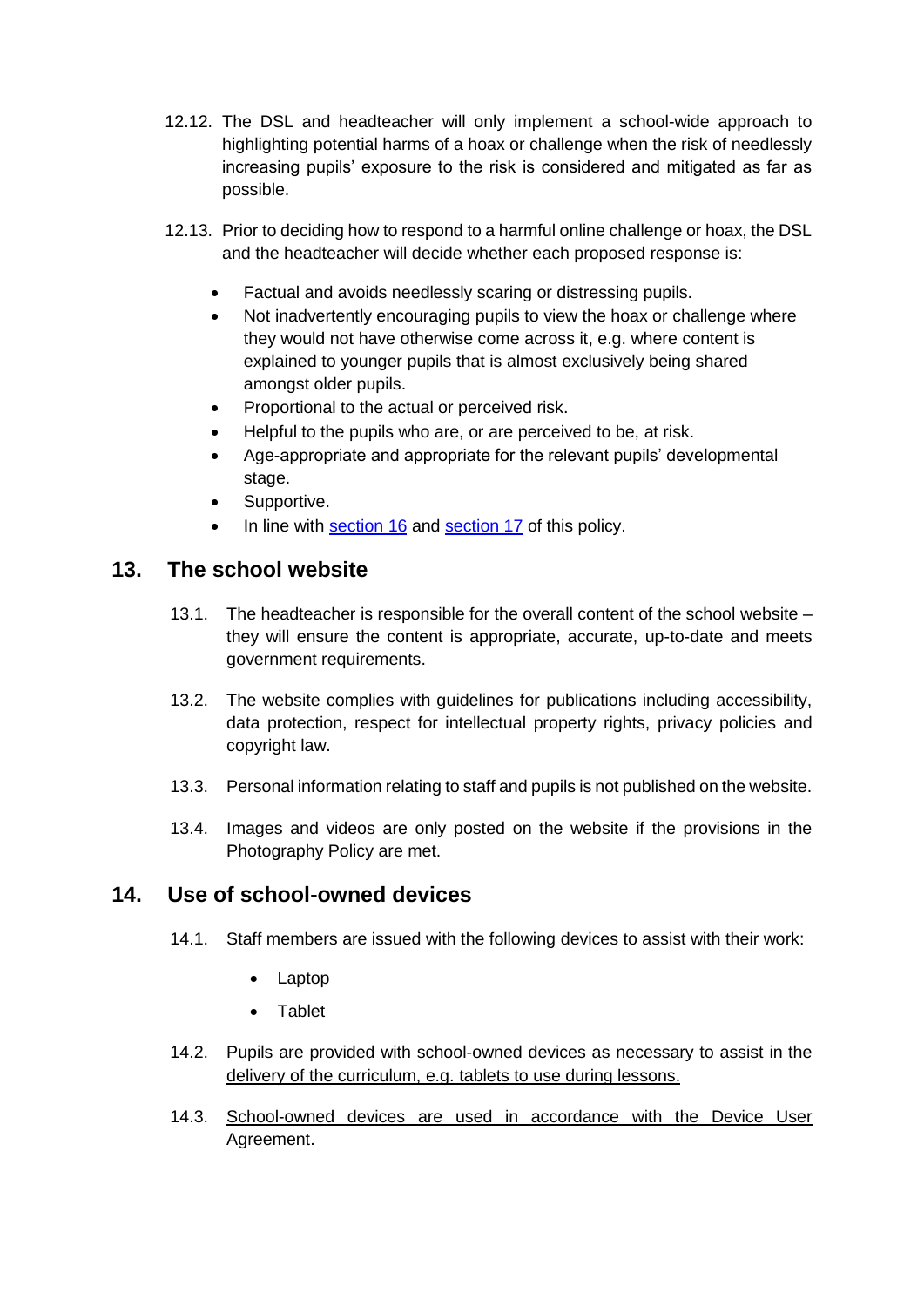12.12. The DSL and headteacher will only implement a school-wide approach to highlighting potential harms of a hoax or challenge when the risk of needlessly increasing pupils' exposure to the risk is considered and mitigated as far as possible.

12.13. Prior to deciding how to respond to a harmful online challenge or hoax, the DSL and the headteacher will decide whether each proposed response is:

- Factual and avoids needlessly scaring or distressing pupils.
- Not inadvertently encouraging pupils to view the hoax or challenge where they would not have otherwise come across it, e.g. where content is explained to younger pupils that is almost exclusively being shared amongst older pupils.
- Proportional to the actual or perceived risk.
- Helpful to the pupils who are, or are perceived to be, at risk.
- Age-appropriate and appropriate for the relevant pupils' developmental stage.
- Supportive.
- In line with section 16 and section 17 of this policy.

## 13. The school website

13.1. The headteacher is responsible for the overall content of the school website – they will ensure the content is appropriate, accurate, up-to-date and meets government requirements.

13.2. The website complies with guidelines for publications including accessibility, data protection, respect for intellectual property rights, privacy policies and copyright law.

13.3. Personal information relating to staff and pupils is not published on the website.

13.4. Images and videos are only posted on the website if the provisions in the Photography Policy are met.

## 14. Use of school-owned devices

14.1. Staff members are issued with the following devices to assist with their work:

- Laptop
- Tablet

14.2. Pupils are provided with school-owned devices as necessary to assist in the delivery of the curriculum, e.g. tablets to use during lessons.

14.3. School-owned devices are used in accordance with the Device User Agreement.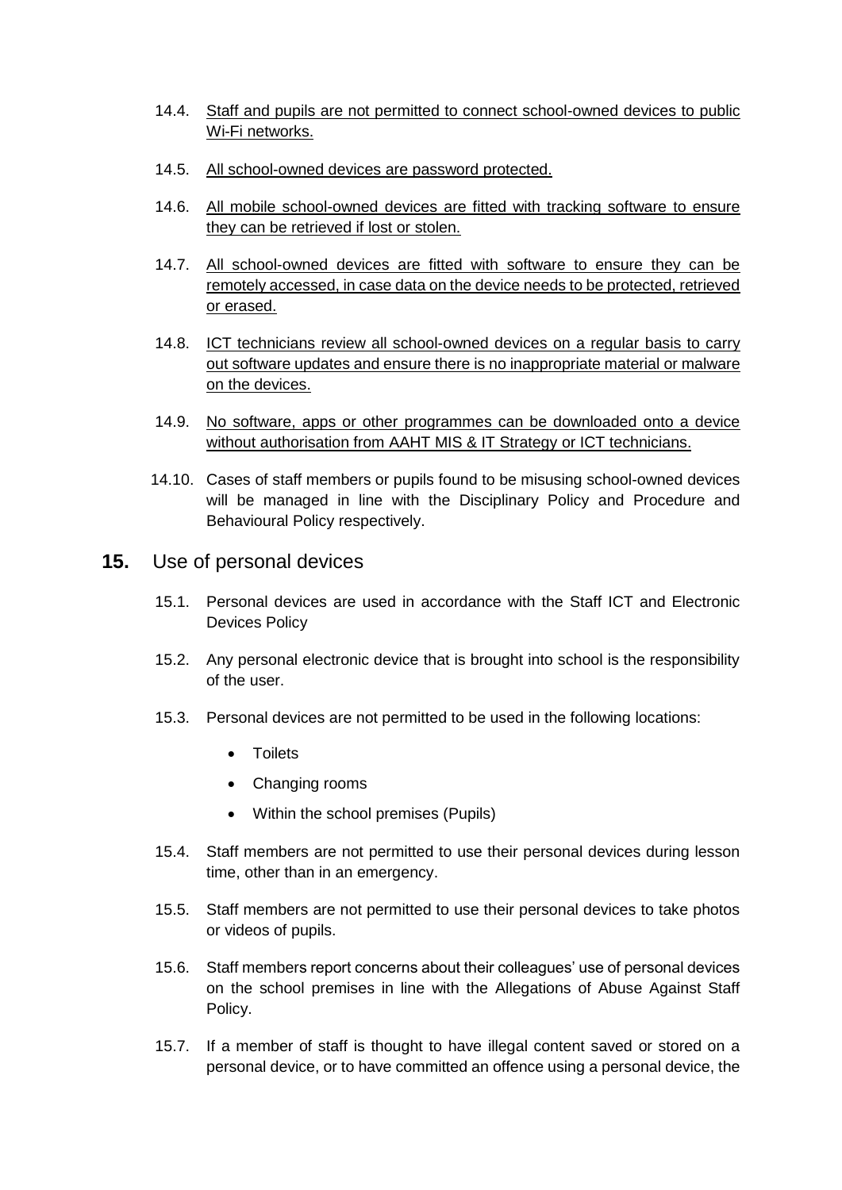14.4. Staff and pupils are not permitted to connect school-owned devices to public Wi-Fi networks.

14.5. All school-owned devices are password protected.

14.6. All mobile school-owned devices are fitted with tracking software to ensure they can be retrieved if lost or stolen.

14.7. All school-owned devices are fitted with software to ensure they can be remotely accessed, in case data on the device needs to be protected, retrieved or erased.

14.8. ICT technicians review all school-owned devices on a regular basis to carry out software updates and ensure there is no inappropriate material or malware on the devices.

14.9. No software, apps or other programmes can be downloaded onto a device without authorisation from AAHT MIS & IT Strategy or ICT technicians.

14.10. Cases of staff members or pupils found to be misusing school-owned devices will be managed in line with the Disciplinary Policy and Procedure and Behavioural Policy respectively.

## 15. Use of personal devices

15.1. Personal devices are used in accordance with the Staff ICT and Electronic Devices Policy

15.2. Any personal electronic device that is brought into school is the responsibility of the user.

15.3. Personal devices are not permitted to be used in the following locations:

- Toilets
- Changing rooms
- Within the school premises (Pupils)

15.4. Staff members are not permitted to use their personal devices during lesson time, other than in an emergency.

15.5. Staff members are not permitted to use their personal devices to take photos or videos of pupils.

15.6. Staff members report concerns about their colleagues' use of personal devices on the school premises in line with the Allegations of Abuse Against Staff Policy.

15.7. If a member of staff is thought to have illegal content saved or stored on a personal device, or to have committed an offence using a personal device, the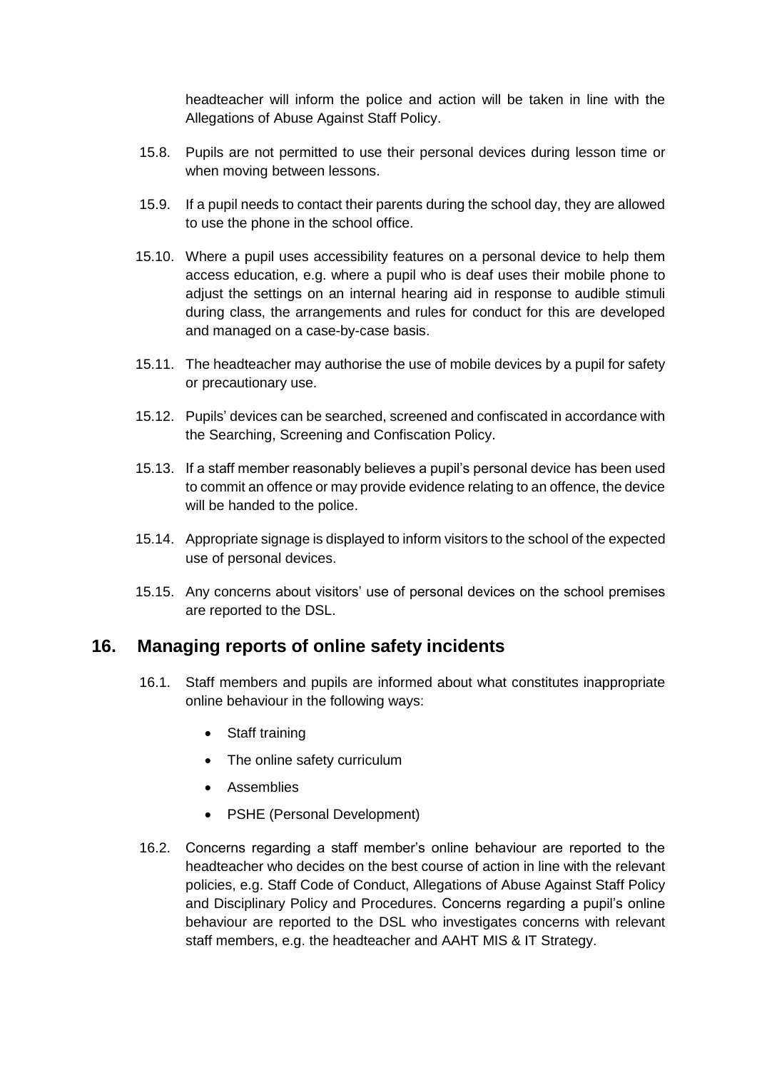headteacher will inform the police and action will be taken in line with the Allegations of Abuse Against Staff Policy.

15.8. Pupils are not permitted to use their personal devices during lesson time or when moving between lessons.

15.9. If a pupil needs to contact their parents during the school day, they are allowed to use the phone in the school office.

15.10. Where a pupil uses accessibility features on a personal device to help them access education, e.g. where a pupil who is deaf uses their mobile phone to adjust the settings on an internal hearing aid in response to audible stimuli during class, the arrangements and rules for conduct for this are developed and managed on a case-by-case basis.

15.11. The headteacher may authorise the use of mobile devices by a pupil for safety or precautionary use.

15.12. Pupils' devices can be searched, screened and confiscated in accordance with the Searching, Screening and Confiscation Policy.

15.13. If a staff member reasonably believes a pupil's personal device has been used to commit an offence or may provide evidence relating to an offence, the device will be handed to the police.

15.14. Appropriate signage is displayed to inform visitors to the school of the expected use of personal devices.

15.15. Any concerns about visitors' use of personal devices on the school premises are reported to the DSL.

## 16. Managing reports of online safety incidents

16.1. Staff members and pupils are informed about what constitutes inappropriate online behaviour in the following ways:

- Staff training
- The online safety curriculum
- Assemblies
- PSHE (Personal Development)

16.2. Concerns regarding a staff member's online behaviour are reported to the headteacher who decides on the best course of action in line with the relevant policies, e.g. Staff Code of Conduct, Allegations of Abuse Against Staff Policy and Disciplinary Policy and Procedures. Concerns regarding a pupil's online behaviour are reported to the DSL who investigates concerns with relevant staff members, e.g. the headteacher and AAHT MIS & IT Strategy.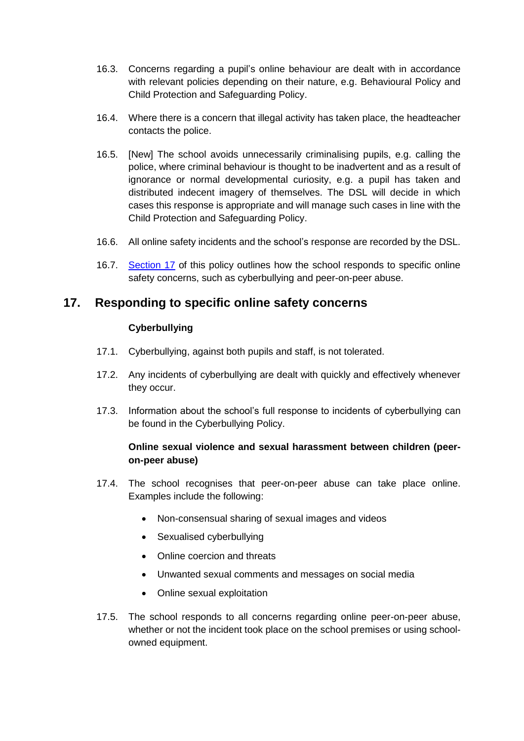16.3. Concerns regarding a pupil's online behaviour are dealt with in accordance with relevant policies depending on their nature, e.g. Behavioural Policy and Child Protection and Safeguarding Policy.

16.4. Where there is a concern that illegal activity has taken place, the headteacher contacts the police.

16.5. [New] The school avoids unnecessarily criminalising pupils, e.g. calling the police, where criminal behaviour is thought to be inadvertent and as a result of ignorance or normal developmental curiosity, e.g. a pupil has taken and distributed indecent imagery of themselves. The DSL will decide in which cases this response is appropriate and will manage such cases in line with the Child Protection and Safeguarding Policy.

16.6. All online safety incidents and the school's response are recorded by the DSL.

16.7. Section 17 of this policy outlines how the school responds to specific online safety concerns, such as cyberbullying and peer-on-peer abuse.

## 17. Responding to specific online safety concerns

**Cyberbullying**

17.1. Cyberbullying, against both pupils and staff, is not tolerated.

17.2. Any incidents of cyberbullying are dealt with quickly and effectively whenever they occur.

17.3. Information about the school's full response to incidents of cyberbullying can be found in the Cyberbullying Policy.

**Online sexual violence and sexual harassment between children (peer-on-peer abuse)**

17.4. The school recognises that peer-on-peer abuse can take place online. Examples include the following:

- Non-consensual sharing of sexual images and videos
- Sexualised cyberbullying
- Online coercion and threats
- Unwanted sexual comments and messages on social media
- Online sexual exploitation

17.5. The school responds to all concerns regarding online peer-on-peer abuse, whether or not the incident took place on the school premises or using school-owned equipment.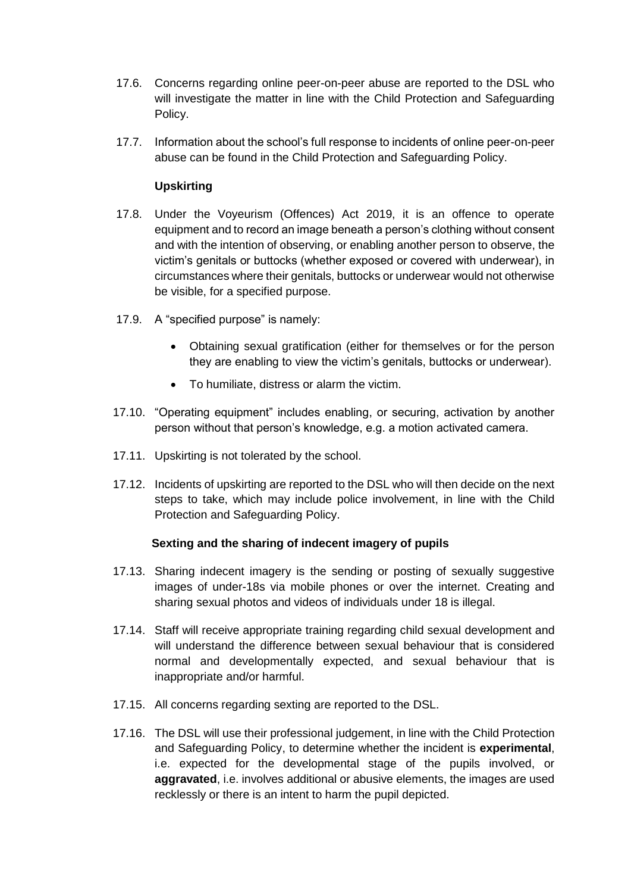17.6. Concerns regarding online peer-on-peer abuse are reported to the DSL who will investigate the matter in line with the Child Protection and Safeguarding Policy.

17.7. Information about the school's full response to incidents of online peer-on-peer abuse can be found in the Child Protection and Safeguarding Policy.

**Upskirting**

17.8. Under the Voyeurism (Offences) Act 2019, it is an offence to operate equipment and to record an image beneath a person's clothing without consent and with the intention of observing, or enabling another person to observe, the victim's genitals or buttocks (whether exposed or covered with underwear), in circumstances where their genitals, buttocks or underwear would not otherwise be visible, for a specified purpose.

17.9. A "specified purpose" is namely:

- Obtaining sexual gratification (either for themselves or for the person they are enabling to view the victim's genitals, buttocks or underwear).
- To humiliate, distress or alarm the victim.

17.10. "Operating equipment" includes enabling, or securing, activation by another person without that person's knowledge, e.g. a motion activated camera.

17.11. Upskirting is not tolerated by the school.

17.12. Incidents of upskirting are reported to the DSL who will then decide on the next steps to take, which may include police involvement, in line with the Child Protection and Safeguarding Policy.

**Sexting and the sharing of indecent imagery of pupils**

17.13. Sharing indecent imagery is the sending or posting of sexually suggestive images of under-18s via mobile phones or over the internet. Creating and sharing sexual photos and videos of individuals under 18 is illegal.

17.14. Staff will receive appropriate training regarding child sexual development and will understand the difference between sexual behaviour that is considered normal and developmentally expected, and sexual behaviour that is inappropriate and/or harmful.

17.15. All concerns regarding sexting are reported to the DSL.

17.16. The DSL will use their professional judgement, in line with the Child Protection and Safeguarding Policy, to determine whether the incident is **experimental**, i.e. expected for the developmental stage of the pupils involved, or **aggravated**, i.e. involves additional or abusive elements, the images are used recklessly or there is an intent to harm the pupil depicted.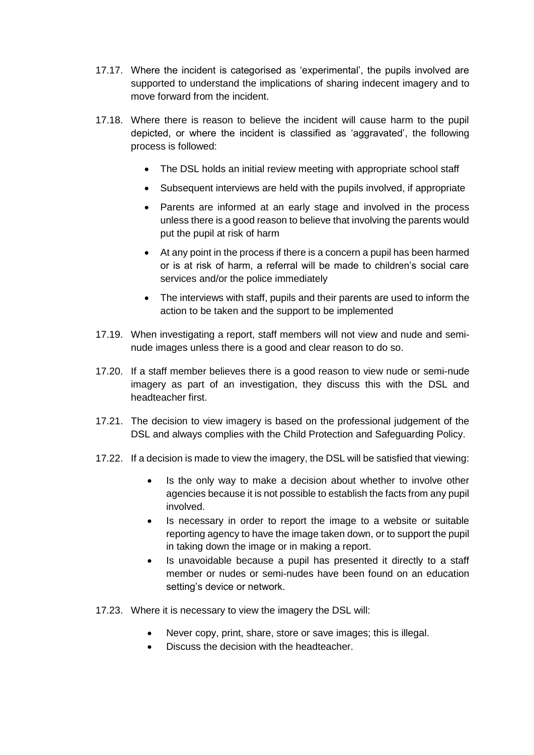17.17. Where the incident is categorised as 'experimental', the pupils involved are supported to understand the implications of sharing indecent imagery and to move forward from the incident.

17.18. Where there is reason to believe the incident will cause harm to the pupil depicted, or where the incident is classified as 'aggravated', the following process is followed:

- The DSL holds an initial review meeting with appropriate school staff
- Subsequent interviews are held with the pupils involved, if appropriate
- Parents are informed at an early stage and involved in the process unless there is a good reason to believe that involving the parents would put the pupil at risk of harm
- At any point in the process if there is a concern a pupil has been harmed or is at risk of harm, a referral will be made to children's social care services and/or the police immediately
- The interviews with staff, pupils and their parents are used to inform the action to be taken and the support to be implemented

17.19. When investigating a report, staff members will not view and nude and semi-nude images unless there is a good and clear reason to do so.

17.20. If a staff member believes there is a good reason to view nude or semi-nude imagery as part of an investigation, they discuss this with the DSL and headteacher first.

17.21. The decision to view imagery is based on the professional judgement of the DSL and always complies with the Child Protection and Safeguarding Policy.

17.22. If a decision is made to view the imagery, the DSL will be satisfied that viewing:

- Is the only way to make a decision about whether to involve other agencies because it is not possible to establish the facts from any pupil involved.
- Is necessary in order to report the image to a website or suitable reporting agency to have the image taken down, or to support the pupil in taking down the image or in making a report.
- Is unavoidable because a pupil has presented it directly to a staff member or nudes or semi-nudes have been found on an education setting's device or network.

17.23. Where it is necessary to view the imagery the DSL will:

- Never copy, print, share, store or save images; this is illegal.
- Discuss the decision with the headteacher.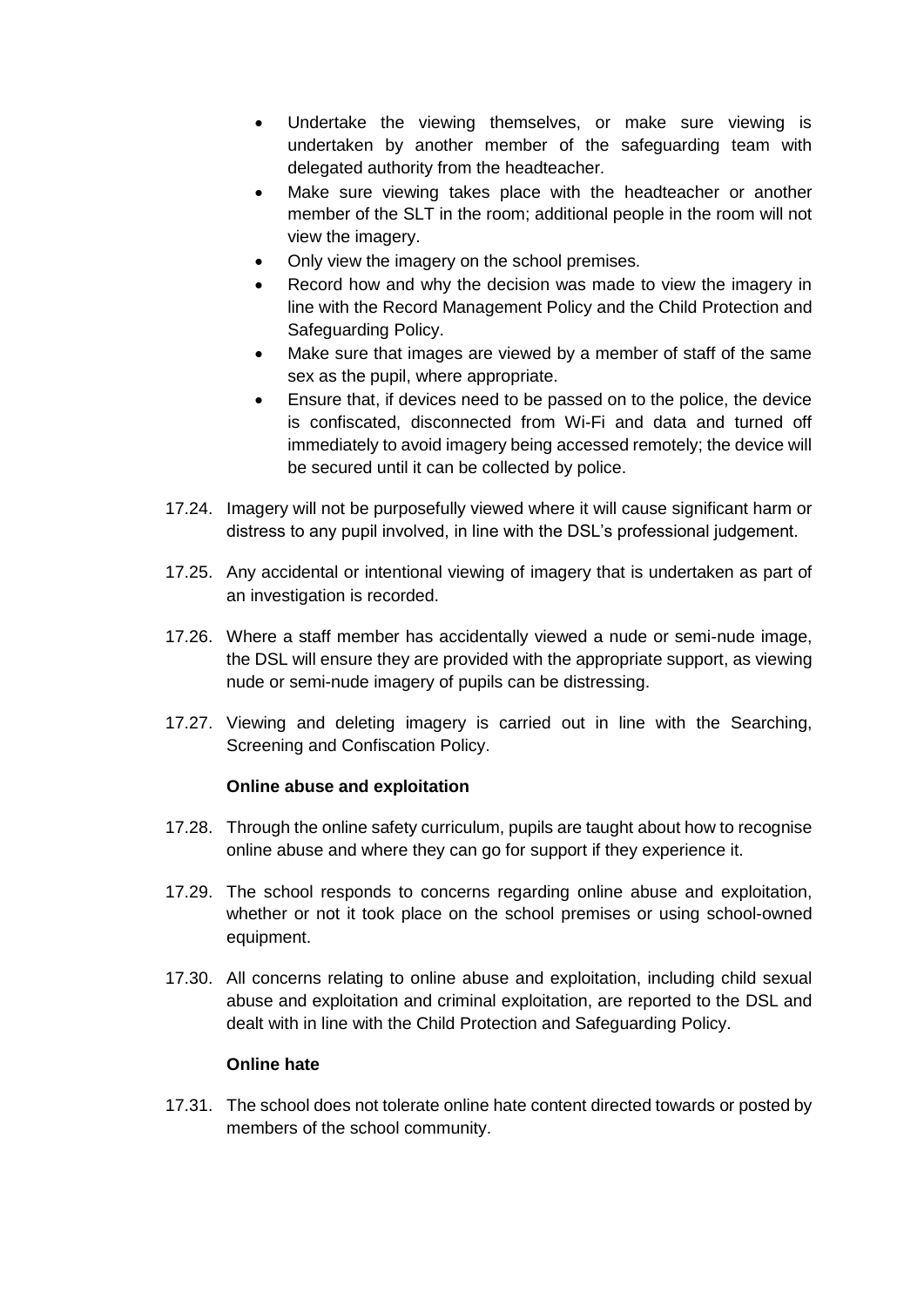- Undertake the viewing themselves, or make sure viewing is undertaken by another member of the safeguarding team with delegated authority from the headteacher.
- Make sure viewing takes place with the headteacher or another member of the SLT in the room; additional people in the room will not view the imagery.
- Only view the imagery on the school premises.
- Record how and why the decision was made to view the imagery in line with the Record Management Policy and the Child Protection and Safeguarding Policy.
- Make sure that images are viewed by a member of staff of the same sex as the pupil, where appropriate.
- Ensure that, if devices need to be passed on to the police, the device is confiscated, disconnected from Wi-Fi and data and turned off immediately to avoid imagery being accessed remotely; the device will be secured until it can be collected by police.

17.24. Imagery will not be purposefully viewed where it will cause significant harm or distress to any pupil involved, in line with the DSL's professional judgement.

17.25. Any accidental or intentional viewing of imagery that is undertaken as part of an investigation is recorded.

17.26. Where a staff member has accidentally viewed a nude or semi-nude image, the DSL will ensure they are provided with the appropriate support, as viewing nude or semi-nude imagery of pupils can be distressing.

17.27. Viewing and deleting imagery is carried out in line with the Searching, Screening and Confiscation Policy.

**Online abuse and exploitation**

17.28. Through the online safety curriculum, pupils are taught about how to recognise online abuse and where they can go for support if they experience it.

17.29. The school responds to concerns regarding online abuse and exploitation, whether or not it took place on the school premises or using school-owned equipment.

17.30. All concerns relating to online abuse and exploitation, including child sexual abuse and exploitation and criminal exploitation, are reported to the DSL and dealt with in line with the Child Protection and Safeguarding Policy.

**Online hate**

17.31. The school does not tolerate online hate content directed towards or posted by members of the school community.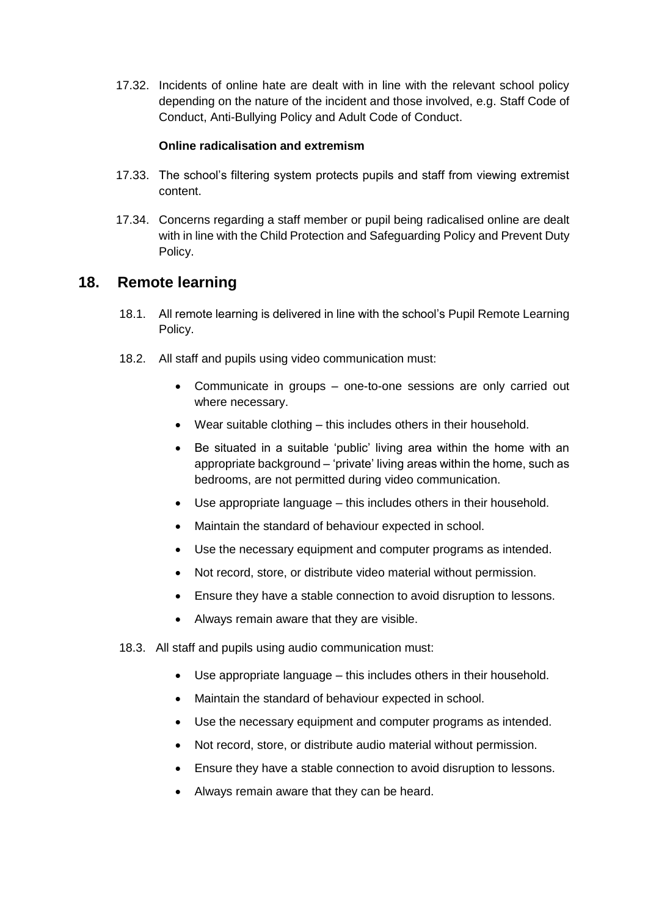17.32. Incidents of online hate are dealt with in line with the relevant school policy depending on the nature of the incident and those involved, e.g. Staff Code of Conduct, Anti-Bullying Policy and Adult Code of Conduct.

**Online radicalisation and extremism**

17.33. The school's filtering system protects pupils and staff from viewing extremist content.

17.34. Concerns regarding a staff member or pupil being radicalised online are dealt with in line with the Child Protection and Safeguarding Policy and Prevent Duty Policy.

## 18. Remote learning

18.1. All remote learning is delivered in line with the school's Pupil Remote Learning Policy.

18.2. All staff and pupils using video communication must:

- Communicate in groups – one-to-one sessions are only carried out where necessary.
- Wear suitable clothing – this includes others in their household.
- Be situated in a suitable 'public' living area within the home with an appropriate background – 'private' living areas within the home, such as bedrooms, are not permitted during video communication.
- Use appropriate language – this includes others in their household.
- Maintain the standard of behaviour expected in school.
- Use the necessary equipment and computer programs as intended.
- Not record, store, or distribute video material without permission.
- Ensure they have a stable connection to avoid disruption to lessons.
- Always remain aware that they are visible.

18.3. All staff and pupils using audio communication must:

- Use appropriate language – this includes others in their household.
- Maintain the standard of behaviour expected in school.
- Use the necessary equipment and computer programs as intended.
- Not record, store, or distribute audio material without permission.
- Ensure they have a stable connection to avoid disruption to lessons.
- Always remain aware that they can be heard.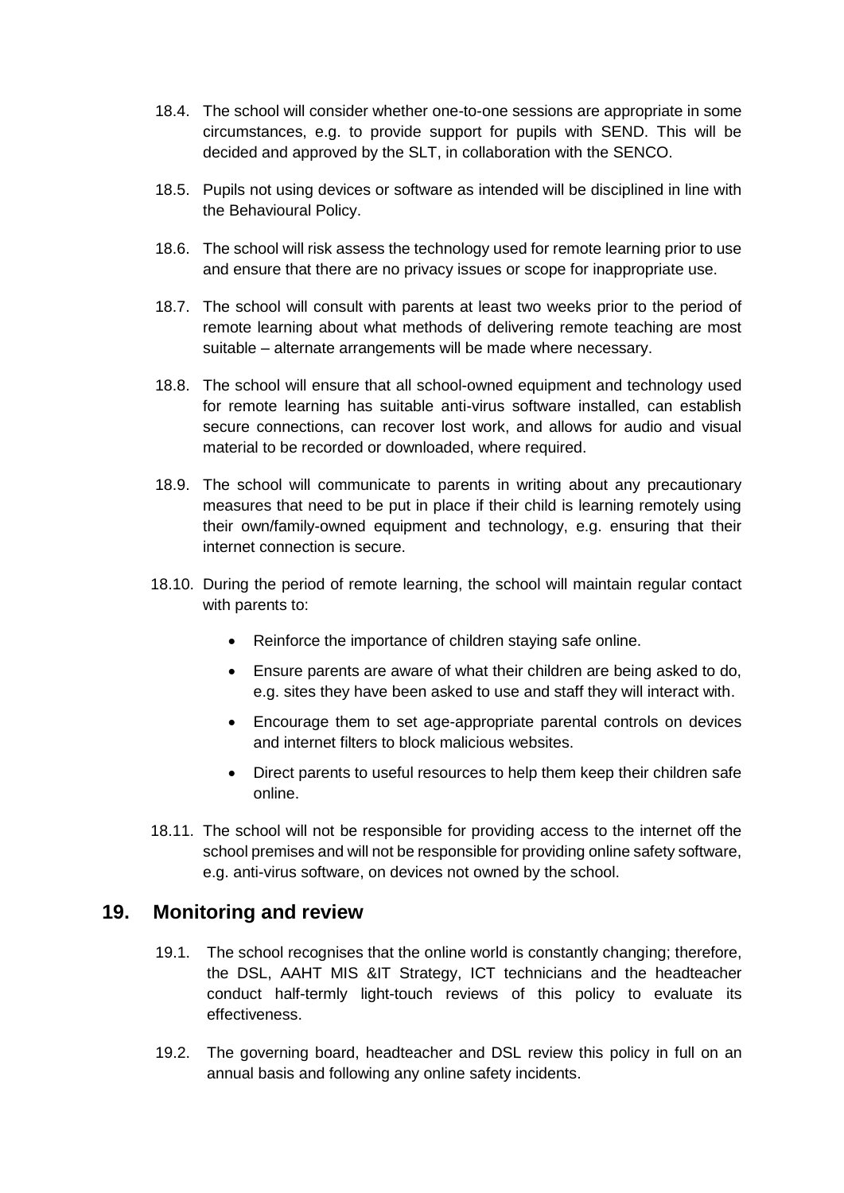18.4. The school will consider whether one-to-one sessions are appropriate in some circumstances, e.g. to provide support for pupils with SEND. This will be decided and approved by the SLT, in collaboration with the SENCO.

18.5. Pupils not using devices or software as intended will be disciplined in line with the Behavioural Policy.

18.6. The school will risk assess the technology used for remote learning prior to use and ensure that there are no privacy issues or scope for inappropriate use.

18.7. The school will consult with parents at least two weeks prior to the period of remote learning about what methods of delivering remote teaching are most suitable – alternate arrangements will be made where necessary.

18.8. The school will ensure that all school-owned equipment and technology used for remote learning has suitable anti-virus software installed, can establish secure connections, can recover lost work, and allows for audio and visual material to be recorded or downloaded, where required.

18.9. The school will communicate to parents in writing about any precautionary measures that need to be put in place if their child is learning remotely using their own/family-owned equipment and technology, e.g. ensuring that their internet connection is secure.

18.10. During the period of remote learning, the school will maintain regular contact with parents to:

- Reinforce the importance of children staying safe online.
- Ensure parents are aware of what their children are being asked to do, e.g. sites they have been asked to use and staff they will interact with.
- Encourage them to set age-appropriate parental controls on devices and internet filters to block malicious websites.
- Direct parents to useful resources to help them keep their children safe online.

18.11. The school will not be responsible for providing access to the internet off the school premises and will not be responsible for providing online safety software, e.g. anti-virus software, on devices not owned by the school.

## 19. Monitoring and review

19.1. The school recognises that the online world is constantly changing; therefore, the DSL, AAHT MIS &IT Strategy, ICT technicians and the headteacher conduct half-termly light-touch reviews of this policy to evaluate its effectiveness.

19.2. The governing board, headteacher and DSL review this policy in full on an annual basis and following any online safety incidents.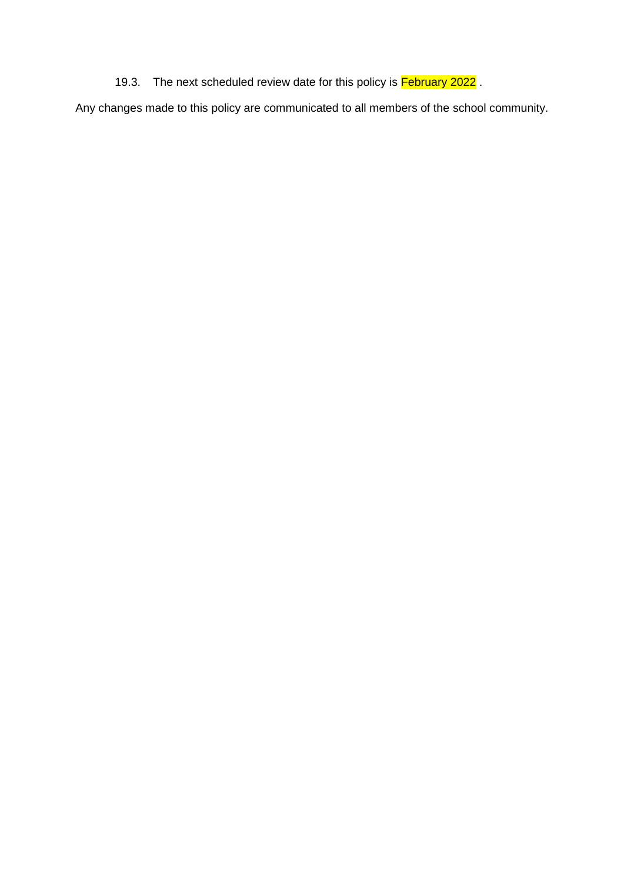19.3. The next scheduled review date for this policy is February 2022 .

Any changes made to this policy are communicated to all members of the school community.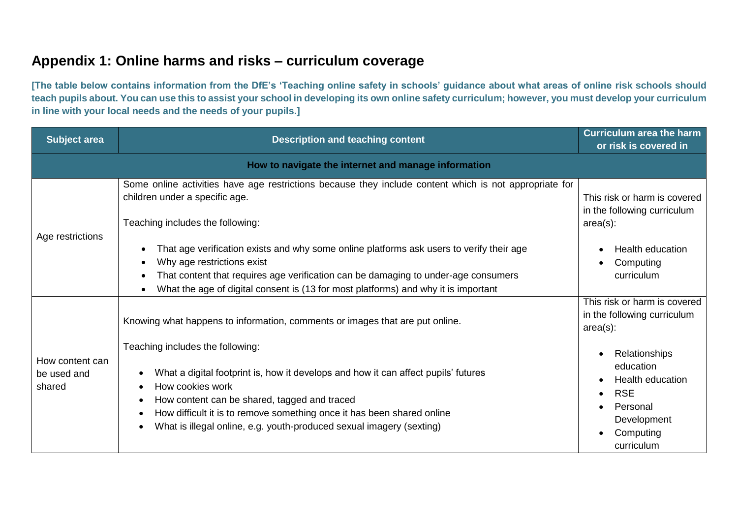## Appendix 1: Online harms and risks – curriculum coverage

**[The table below contains information from the DfE's 'Teaching online safety in schools' guidance about what areas of online risk schools should teach pupils about. You can use this to assist your school in developing its own online safety curriculum; however, you must develop your curriculum in line with your local needs and the needs of your pupils.]**

| Subject area | Description and teaching content | Curriculum area the harm or risk is covered in |
|---|---|---|
| **How to navigate the internet and manage information** | | |
| Age restrictions | Some online activities have age restrictions because they include content which is not appropriate for children under a specific age.<br><br>Teaching includes the following:<br><ul><li>That age verification exists and why some online platforms ask users to verify their age</li><li>Why age restrictions exist</li><li>That content that requires age verification can be damaging to under-age consumers</li><li>What the age of digital consent is (13 for most platforms) and why it is important</li></ul> | This risk or harm is covered in the following curriculum area(s):<br><ul><li>Health education</li><li>Computing curriculum</li></ul> |
| How content can be used and shared | Knowing what happens to information, comments or images that are put online.<br><br>Teaching includes the following:<br><ul><li>What a digital footprint is, how it develops and how it can affect pupils' futures</li><li>How cookies work</li><li>How content can be shared, tagged and traced</li><li>How difficult it is to remove something once it has been shared online</li><li>What is illegal online, e.g. youth-produced sexual imagery (sexting)</li></ul> | This risk or harm is covered in the following curriculum area(s):<br><ul><li>Relationships education</li><li>Health education</li><li>RSE</li><li>Personal Development</li><li>Computing curriculum</li></ul> |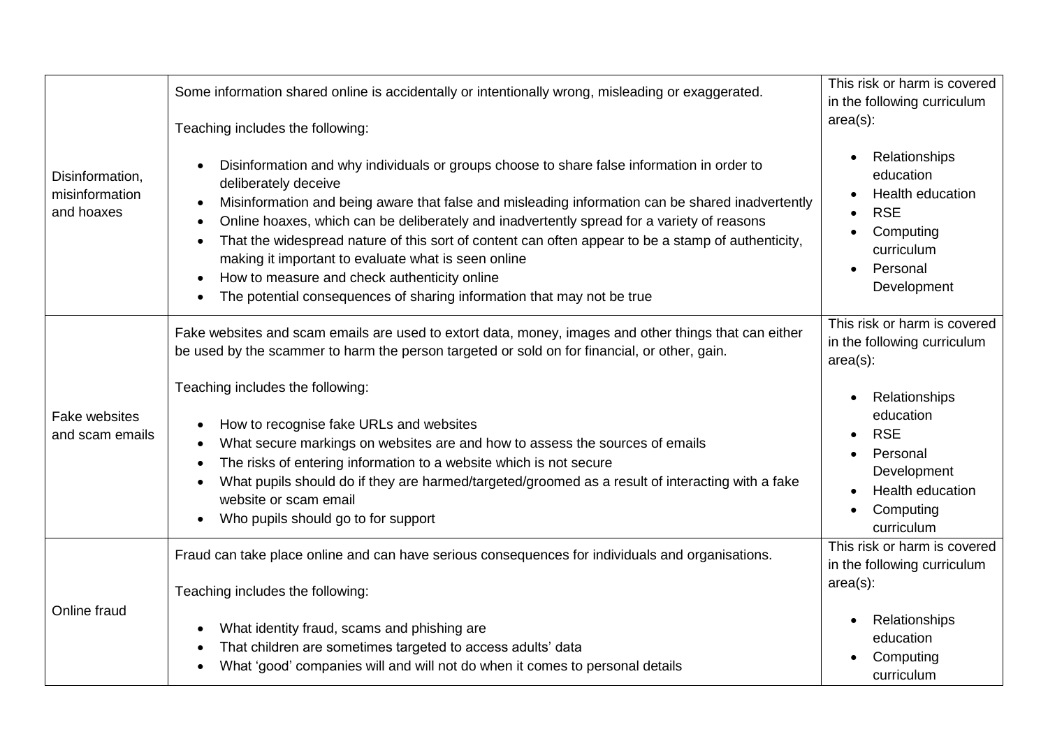| | | |
|---|---|---|
| Disinformation, misinformation and hoaxes | Some information shared online is accidentally or intentionally wrong, misleading or exaggerated.<br><br>Teaching includes the following:<br><br>• Disinformation and why individuals or groups choose to share false information in order to deliberately deceive<br>• Misinformation and being aware that false and misleading information can be shared inadvertently<br>• Online hoaxes, which can be deliberately and inadvertently spread for a variety of reasons<br>• That the widespread nature of this sort of content can often appear to be a stamp of authenticity, making it important to evaluate what is seen online<br>• How to measure and check authenticity online<br>• The potential consequences of sharing information that may not be true | This risk or harm is covered in the following curriculum area(s):<br><br>• Relationships education<br>• Health education<br>• RSE<br>• Computing curriculum<br>• Personal Development |
| Fake websites and scam emails | Fake websites and scam emails are used to extort data, money, images and other things that can either be used by the scammer to harm the person targeted or sold on for financial, or other, gain.<br><br>Teaching includes the following:<br><br>• How to recognise fake URLs and websites<br>• What secure markings on websites are and how to assess the sources of emails<br>• The risks of entering information to a website which is not secure<br>• What pupils should do if they are harmed/targeted/groomed as a result of interacting with a fake website or scam email<br>• Who pupils should go to for support | This risk or harm is covered in the following curriculum area(s):<br><br>• Relationships education<br>• RSE<br>• Personal Development<br>• Health education<br>• Computing curriculum |
| Online fraud | Fraud can take place online and can have serious consequences for individuals and organisations.<br><br>Teaching includes the following:<br><br>• What identity fraud, scams and phishing are<br>• That children are sometimes targeted to access adults' data<br>• What 'good' companies will and will not do when it comes to personal details | This risk or harm is covered in the following curriculum area(s):<br><br>• Relationships education<br>• Computing curriculum |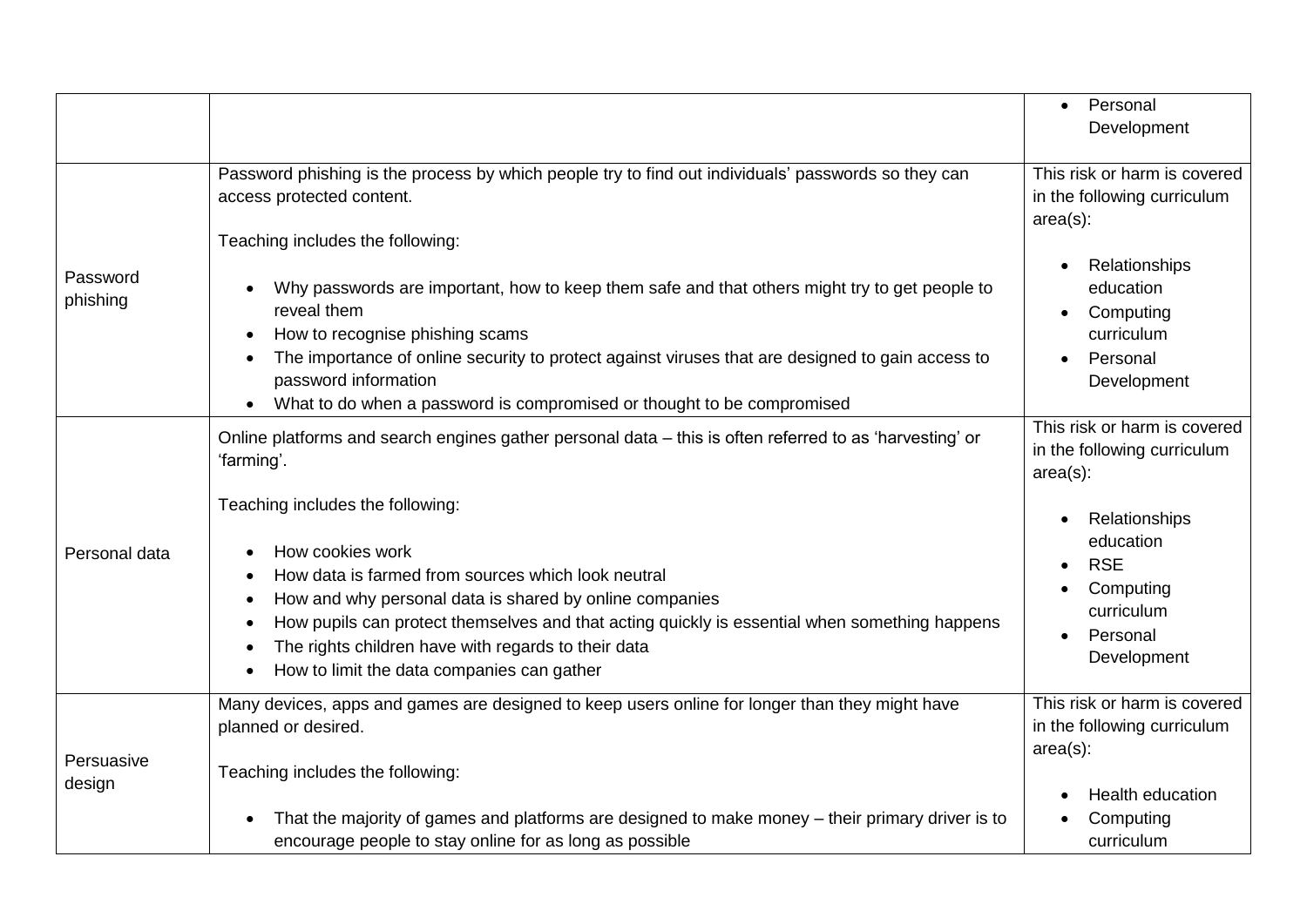| | | |
|---|---|---|
| | | • Personal Development |
| Password phishing | Password phishing is the process by which people try to find out individuals' passwords so they can access protected content.<br><br>Teaching includes the following:<br><br>• Why passwords are important, how to keep them safe and that others might try to get people to reveal them<br>• How to recognise phishing scams<br>• The importance of online security to protect against viruses that are designed to gain access to password information<br>• What to do when a password is compromised or thought to be compromised | This risk or harm is covered in the following curriculum area(s):<br><br>• Relationships education<br>• Computing curriculum<br>• Personal Development |
| Personal data | Online platforms and search engines gather personal data – this is often referred to as 'harvesting' or 'farming'.<br><br>Teaching includes the following:<br><br>• How cookies work<br>• How data is farmed from sources which look neutral<br>• How and why personal data is shared by online companies<br>• How pupils can protect themselves and that acting quickly is essential when something happens<br>• The rights children have with regards to their data<br>• How to limit the data companies can gather | This risk or harm is covered in the following curriculum area(s):<br><br>• Relationships education<br>• RSE<br>• Computing curriculum<br>• Personal Development |
| Persuasive design | Many devices, apps and games are designed to keep users online for longer than they might have planned or desired.<br><br>Teaching includes the following:<br><br>• That the majority of games and platforms are designed to make money – their primary driver is to encourage people to stay online for as long as possible | This risk or harm is covered in the following curriculum area(s):<br><br>• Health education<br>• Computing curriculum |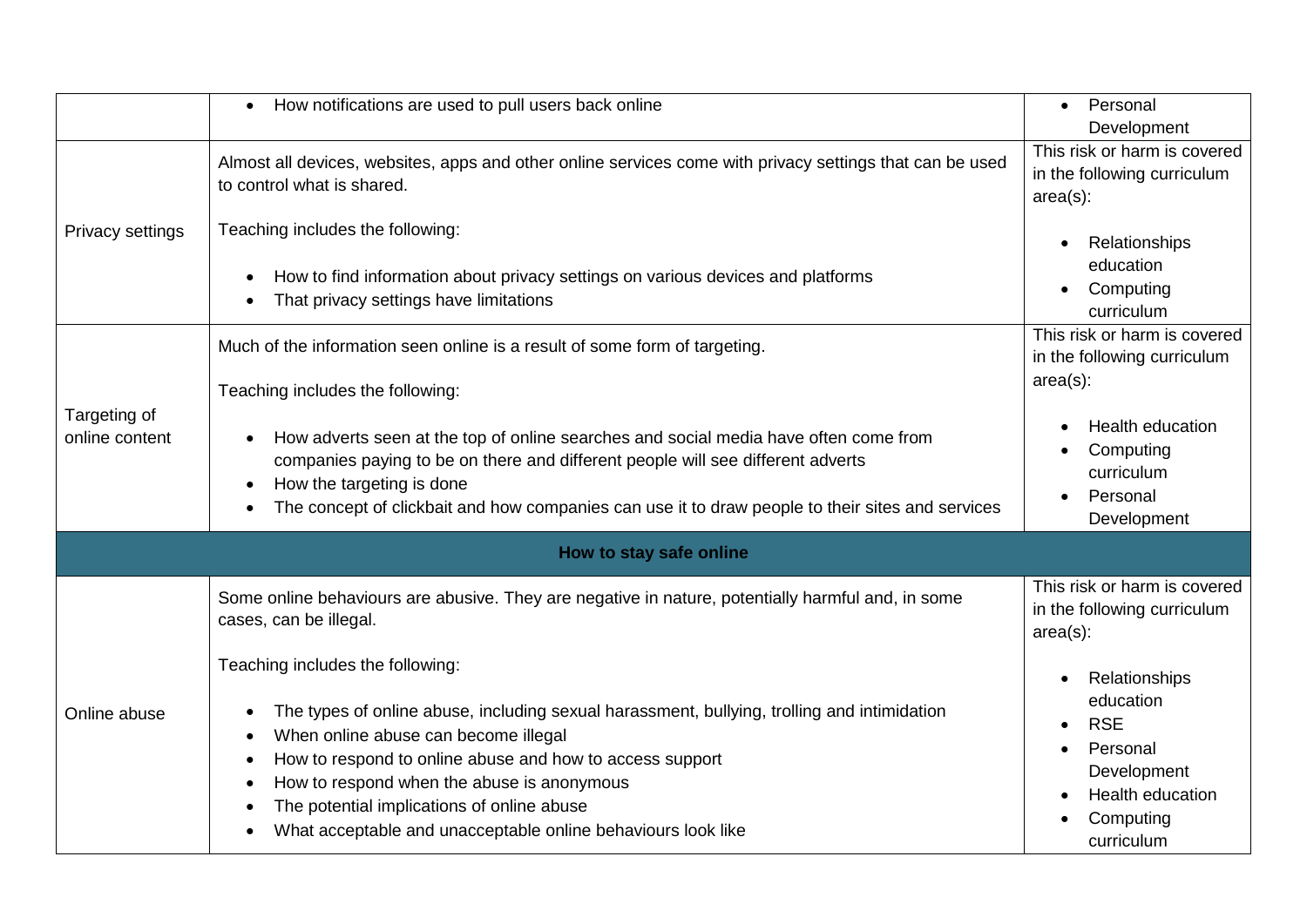| | | |
|---|---|---|
| | • How notifications are used to pull users back online | • Personal Development |
| Privacy settings | Almost all devices, websites, apps and other online services come with privacy settings that can be used to control what is shared.<br><br>Teaching includes the following:<br><br>• How to find information about privacy settings on various devices and platforms<br>• That privacy settings have limitations | This risk or harm is covered in the following curriculum area(s):<br><br>• Relationships education<br>• Computing curriculum |
| Targeting of online content | Much of the information seen online is a result of some form of targeting.<br><br>Teaching includes the following:<br><br>• How adverts seen at the top of online searches and social media have often come from companies paying to be on there and different people will see different adverts<br>• How the targeting is done<br>• The concept of clickbait and how companies can use it to draw people to their sites and services | This risk or harm is covered in the following curriculum area(s):<br><br>• Health education<br>• Computing curriculum<br>• Personal Development |
| **How to stay safe online** | | |
| Online abuse | Some online behaviours are abusive. They are negative in nature, potentially harmful and, in some cases, can be illegal.<br><br>Teaching includes the following:<br><br>• The types of online abuse, including sexual harassment, bullying, trolling and intimidation<br>• When online abuse can become illegal<br>• How to respond to online abuse and how to access support<br>• How to respond when the abuse is anonymous<br>• The potential implications of online abuse<br>• What acceptable and unacceptable online behaviours look like | This risk or harm is covered in the following curriculum area(s):<br><br>• Relationships education<br>• RSE<br>• Personal Development<br>• Health education<br>• Computing curriculum |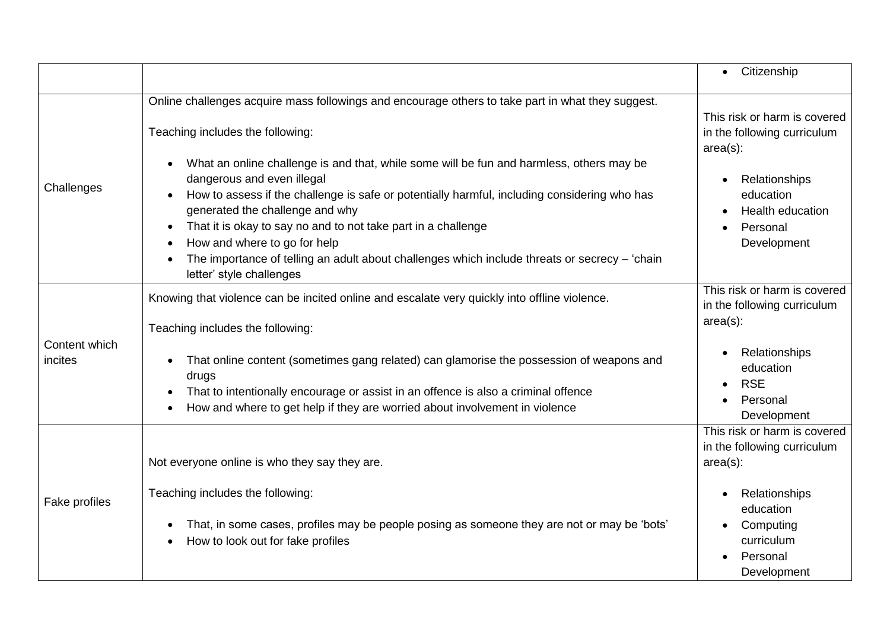| | | |
|---|---|---|
| | | • Citizenship |
| Challenges | Online challenges acquire mass followings and encourage others to take part in what they suggest.<br><br>Teaching includes the following:<br><br>• What an online challenge is and that, while some will be fun and harmless, others may be dangerous and even illegal<br>• How to assess if the challenge is safe or potentially harmful, including considering who has generated the challenge and why<br>• That it is okay to say no and to not take part in a challenge<br>• How and where to go for help<br>• The importance of telling an adult about challenges which include threats or secrecy – 'chain letter' style challenges | This risk or harm is covered in the following curriculum area(s):<br><br>• Relationships education<br>• Health education<br>• Personal Development |
| Content which incites | Knowing that violence can be incited online and escalate very quickly into offline violence.<br><br>Teaching includes the following:<br><br>• That online content (sometimes gang related) can glamorise the possession of weapons and drugs<br>• That to intentionally encourage or assist in an offence is also a criminal offence<br>• How and where to get help if they are worried about involvement in violence | This risk or harm is covered in the following curriculum area(s):<br><br>• Relationships education<br>• RSE<br>• Personal Development |
| Fake profiles | Not everyone online is who they say they are.<br><br>Teaching includes the following:<br><br>• That, in some cases, profiles may be people posing as someone they are not or may be 'bots'<br>• How to look out for fake profiles | This risk or harm is covered in the following curriculum area(s):<br><br>• Relationships education<br>• Computing curriculum<br>• Personal Development |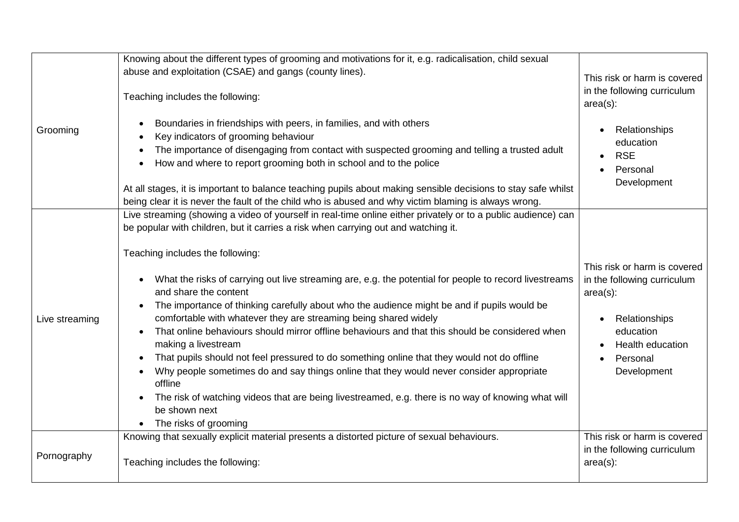| | | |
|---|---|---|
| Grooming | Knowing about the different types of grooming and motivations for it, e.g. radicalisation, child sexual abuse and exploitation (CSAE) and gangs (county lines).<br><br>Teaching includes the following:<br><br>• Boundaries in friendships with peers, in families, and with others<br>• Key indicators of grooming behaviour<br>• The importance of disengaging from contact with suspected grooming and telling a trusted adult<br>• How and where to report grooming both in school and to the police<br><br>At all stages, it is important to balance teaching pupils about making sensible decisions to stay safe whilst being clear it is never the fault of the child who is abused and why victim blaming is always wrong. | This risk or harm is covered in the following curriculum area(s):<br><br>• Relationships education<br>• RSE<br>• Personal Development |
| Live streaming | Live streaming (showing a video of yourself in real-time online either privately or to a public audience) can be popular with children, but it carries a risk when carrying out and watching it.<br><br>Teaching includes the following:<br><br>• What the risks of carrying out live streaming are, e.g. the potential for people to record livestreams and share the content<br>• The importance of thinking carefully about who the audience might be and if pupils would be comfortable with whatever they are streaming being shared widely<br>• That online behaviours should mirror offline behaviours and that this should be considered when making a livestream<br>• That pupils should not feel pressured to do something online that they would not do offline<br>• Why people sometimes do and say things online that they would never consider appropriate offline<br>• The risk of watching videos that are being livestreamed, e.g. there is no way of knowing what will be shown next<br>• The risks of grooming | This risk or harm is covered in the following curriculum area(s):<br><br>• Relationships education<br>• Health education<br>• Personal Development |
| Pornography | Knowing that sexually explicit material presents a distorted picture of sexual behaviours.<br><br>Teaching includes the following: | This risk or harm is covered in the following curriculum area(s): |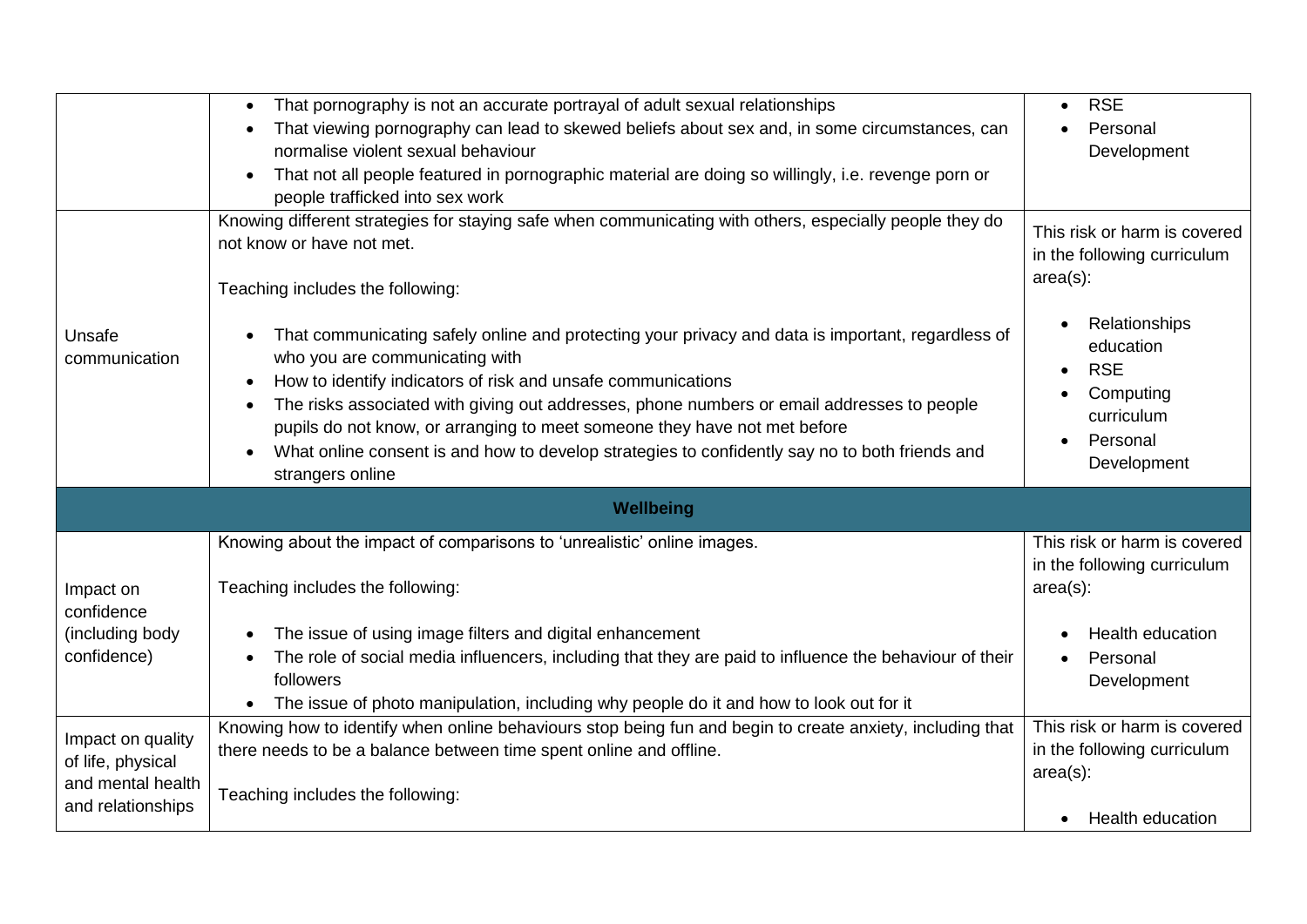| | | |
|---|---|---|
| | • That pornography is not an accurate portrayal of adult sexual relationships<br>• That viewing pornography can lead to skewed beliefs about sex and, in some circumstances, can normalise violent sexual behaviour<br>• That not all people featured in pornographic material are doing so willingly, i.e. revenge porn or people trafficked into sex work | • RSE<br>• Personal Development |
| Unsafe communication | Knowing different strategies for staying safe when communicating with others, especially people they do not know or have not met.<br><br>Teaching includes the following:<br><br>• That communicating safely online and protecting your privacy and data is important, regardless of who you are communicating with<br>• How to identify indicators of risk and unsafe communications<br>• The risks associated with giving out addresses, phone numbers or email addresses to people pupils do not know, or arranging to meet someone they have not met before<br>• What online consent is and how to develop strategies to confidently say no to both friends and strangers online | This risk or harm is covered in the following curriculum area(s):<br><br>• Relationships education<br>• RSE<br>• Computing curriculum<br>• Personal Development |
| **Wellbeing** | | |
| Impact on confidence (including body confidence) | Knowing about the impact of comparisons to 'unrealistic' online images.<br><br>Teaching includes the following:<br><br>• The issue of using image filters and digital enhancement<br>• The role of social media influencers, including that they are paid to influence the behaviour of their followers<br>• The issue of photo manipulation, including why people do it and how to look out for it | This risk or harm is covered in the following curriculum area(s):<br><br>• Health education<br>• Personal Development |
| Impact on quality of life, physical and mental health and relationships | Knowing how to identify when online behaviours stop being fun and begin to create anxiety, including that there needs to be a balance between time spent online and offline.<br><br>Teaching includes the following: | This risk or harm is covered in the following curriculum area(s):<br><br>• Health education |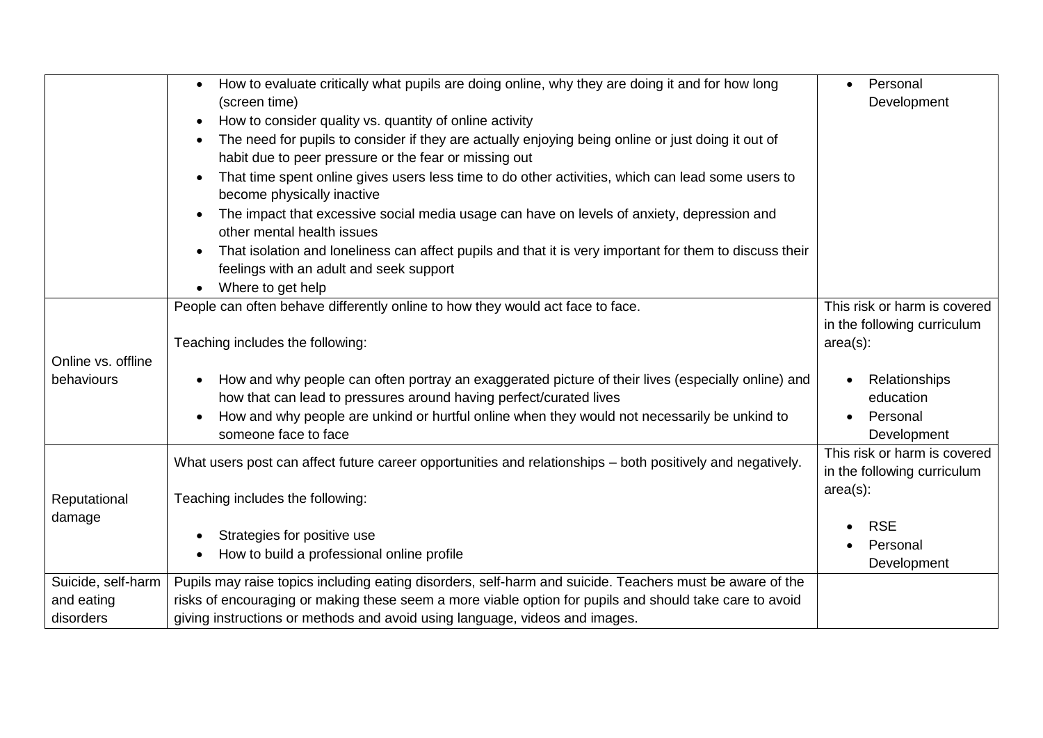| | | |
|---|---|---|
| | • How to evaluate critically what pupils are doing online, why they are doing it and for how long (screen time)<br>• How to consider quality vs. quantity of online activity<br>• The need for pupils to consider if they are actually enjoying being online or just doing it out of habit due to peer pressure or the fear or missing out<br>• That time spent online gives users less time to do other activities, which can lead some users to become physically inactive<br>• The impact that excessive social media usage can have on levels of anxiety, depression and other mental health issues<br>• That isolation and loneliness can affect pupils and that it is very important for them to discuss their feelings with an adult and seek support<br>• Where to get help | • Personal Development |
| Online vs. offline behaviours | People can often behave differently online to how they would act face to face.<br><br>Teaching includes the following:<br><br>• How and why people can often portray an exaggerated picture of their lives (especially online) and how that can lead to pressures around having perfect/curated lives<br>• How and why people are unkind or hurtful online when they would not necessarily be unkind to someone face to face | This risk or harm is covered in the following curriculum area(s):<br><br>• Relationships education<br>• Personal Development |
| Reputational damage | What users post can affect future career opportunities and relationships – both positively and negatively.<br><br>Teaching includes the following:<br><br>• Strategies for positive use<br>• How to build a professional online profile | This risk or harm is covered in the following curriculum area(s):<br><br>• RSE<br>• Personal Development |
| Suicide, self-harm and eating disorders | Pupils may raise topics including eating disorders, self-harm and suicide. Teachers must be aware of the risks of encouraging or making these seem a more viable option for pupils and should take care to avoid giving instructions or methods and avoid using language, videos and images. | |